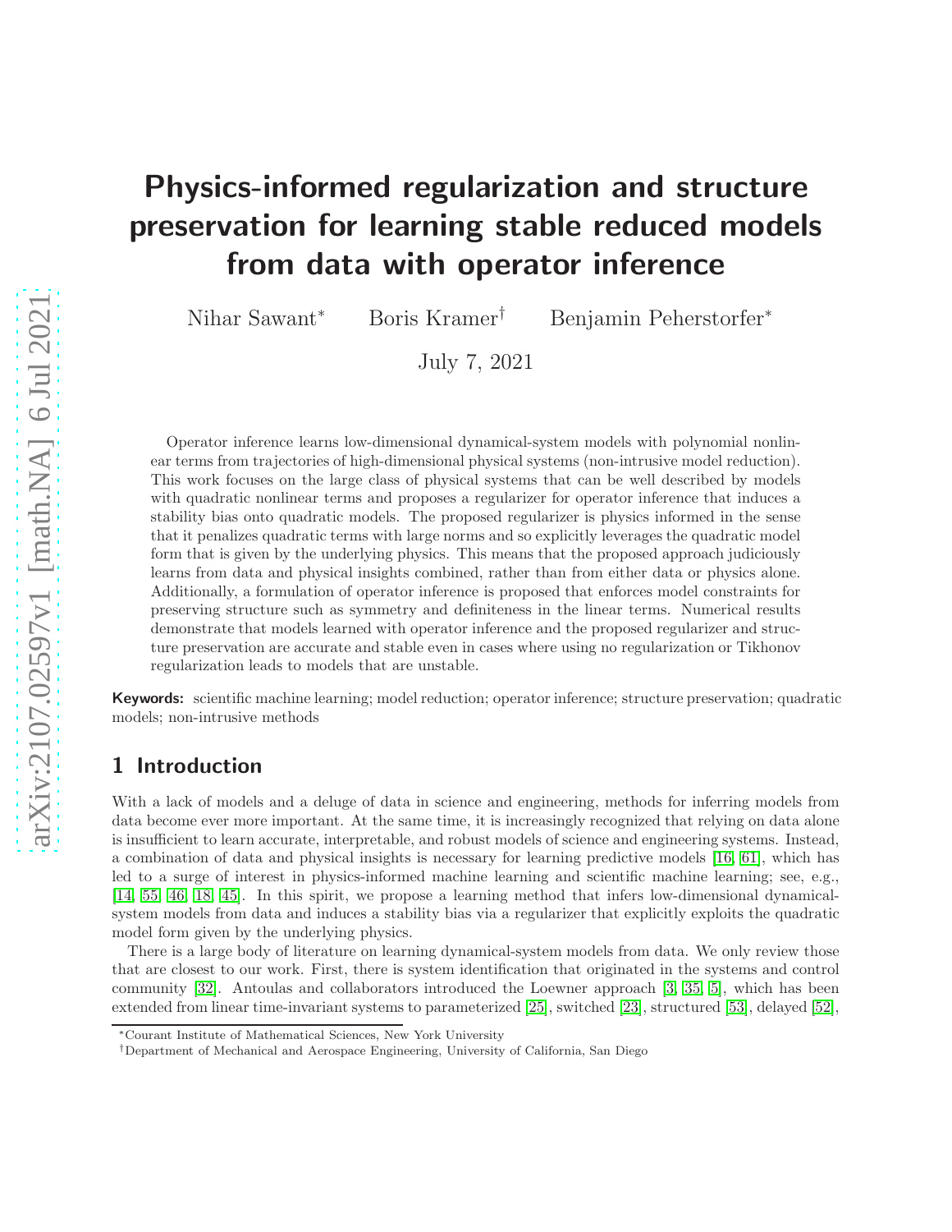# Physics-informed regularization and structure preservation for learning stable reduced models from data with operator inference

Nihar Sawant* Boris Kramer† Benjamin Peherstorfer*

July 7, 2021

Operator inference learns low-dimensional dynamical-system models with polynomial nonlinear terms from trajectories of high-dimensional physical systems (non-intrusive model reduction). This work focuses on the large class of physical systems that can be well described by models with quadratic nonlinear terms and proposes a regularizer for operator inference that induces a stability bias onto quadratic models. The proposed regularizer is physics informed in the sense that it penalizes quadratic terms with large norms and so explicitly leverages the quadratic model form that is given by the underlying physics. This means that the proposed approach judiciously learns from data and physical insights combined, rather than from either data or physics alone. Additionally, a formulation of operator inference is proposed that enforces model constraints for preserving structure such as symmetry and definiteness in the linear terms. Numerical results demonstrate that models learned with operator inference and the proposed regularizer and structure preservation are accurate and stable even in cases where using no regularization or Tikhonov regularization leads to models that are unstable.

**Keywords:** scientific machine learning; model reduction; operator inference; structure preservation; quadratic models; non-intrusive methods

## 1 Introduction

With a lack of models and a deluge of data in science and engineering, methods for inferring models from data become ever more important. At the same time, it is increasingly recognized that relying on data alone is insufficient to learn accurate, interpretable, and robust models of science and engineering systems. Instead, a combination of data and physical insights is necessary for learning predictive models [16, 61], which has led to a surge of interest in physics-informed machine learning and scientific machine learning; see, e.g., [14, 55, 46, 18, 45]. In this spirit, we propose a learning method that infers low-dimensional dynamical-system models from data and induces a stability bias via a regularizer that explicitly exploits the quadratic model form given by the underlying physics.

There is a large body of literature on learning dynamical-system models from data. We only review those that are closest to our work. First, there is system identification that originated in the systems and control community [32]. Antoulas and collaborators introduced the Loewner approach [3, 35, 5], which has been extended from linear time-invariant systems to parameterized [25], switched [23], structured [53], delayed [52],

*Courant Institute of Mathematical Sciences, New York University

†Department of Mechanical and Aerospace Engineering, University of California, San Diego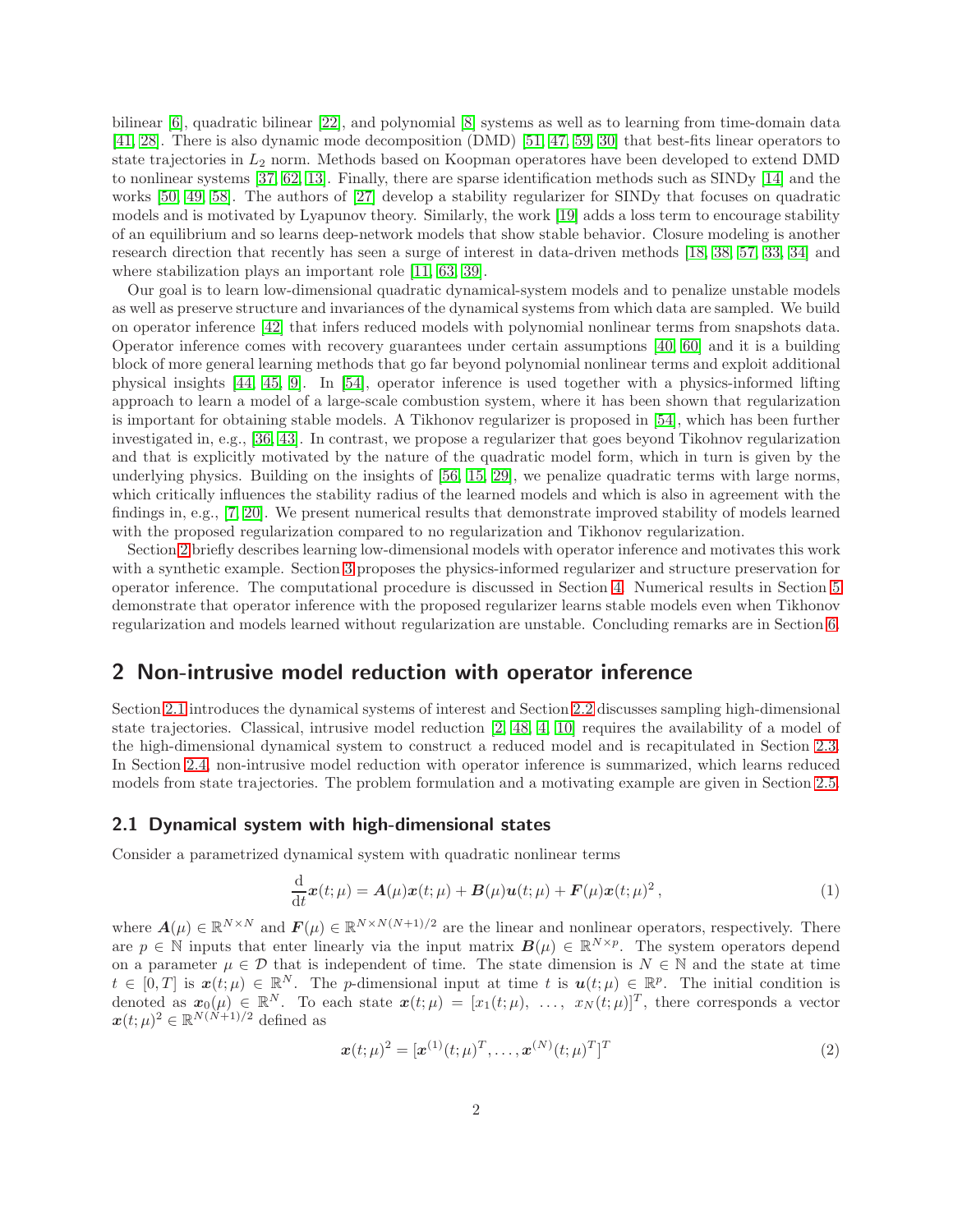bilinear [6], quadratic bilinear [22], and polynomial [8] systems as well as to learning from time-domain data [41, 28]. There is also dynamic mode decomposition (DMD) [51, 47, 59, 30] that best-fits linear operators to state trajectories in $L_2$ norm. Methods based on Koopman operatores have been developed to extend DMD to nonlinear systems [37, 62, 13]. Finally, there are sparse identification methods such as SINDy [14] and the works [50, 49, 58]. The authors of [27] develop a stability regularizer for SINDy that focuses on quadratic models and is motivated by Lyapunov theory. Similarly, the work [19] adds a loss term to encourage stability of an equilibrium and so learns deep-network models that show stable behavior. Closure modeling is another research direction that recently has seen a surge of interest in data-driven methods [18, 38, 57, 33, 34] and where stabilization plays an important role [11, 63, 39].

Our goal is to learn low-dimensional quadratic dynamical-system models and to penalize unstable models as well as preserve structure and invariances of the dynamical systems from which data are sampled. We build on operator inference [42] that infers reduced models with polynomial nonlinear terms from snapshots data. Operator inference comes with recovery guarantees under certain assumptions [40, 60] and it is a building block of more general learning methods that go far beyond polynomial nonlinear terms and exploit additional physical insights [44, 45, 9]. In [54], operator inference is used together with a physics-informed lifting approach to learn a model of a large-scale combustion system, where it has been shown that regularization is important for obtaining stable models. A Tikhonov regularizer is proposed in [54], which has been further investigated in, e.g., [36, 43]. In contrast, we propose a regularizer that goes beyond Tikohnov regularization and that is explicitly motivated by the nature of the quadratic model form, which in turn is given by the underlying physics. Building on the insights of [56, 15, 29], we penalize quadratic terms with large norms, which critically influences the stability radius of the learned models and which is also in agreement with the findings in, e.g., [7, 20]. We present numerical results that demonstrate improved stability of models learned with the proposed regularization compared to no regularization and Tikhonov regularization.

Section 2 briefly describes learning low-dimensional models with operator inference and motivates this work with a synthetic example. Section 3 proposes the physics-informed regularizer and structure preservation for operator inference. The computational procedure is discussed in Section 4. Numerical results in Section 5 demonstrate that operator inference with the proposed regularizer learns stable models even when Tikhonov regularization and models learned without regularization are unstable. Concluding remarks are in Section 6.

## 2 Non-intrusive model reduction with operator inference

Section 2.1 introduces the dynamical systems of interest and Section 2.2 discusses sampling high-dimensional state trajectories. Classical, intrusive model reduction [2, 48, 4, 10] requires the availability of a model of the high-dimensional dynamical system to construct a reduced model and is recapitulated in Section 2.3. In Section 2.4, non-intrusive model reduction with operator inference is summarized, which learns reduced models from state trajectories. The problem formulation and a motivating example are given in Section 2.5.

### 2.1 Dynamical system with high-dimensional states

Consider a parametrized dynamical system with quadratic nonlinear terms

$$\frac{\mathrm{d}}{\mathrm{d}t}\boldsymbol{x}(t;\mu) = \boldsymbol{A}(\mu)\boldsymbol{x}(t;\mu) + \boldsymbol{B}(\mu)\boldsymbol{u}(t;\mu) + \boldsymbol{F}(\mu)\boldsymbol{x}(t;\mu)^2\,, \tag{1}$$

where $\boldsymbol{A}(\mu) \in \mathbb{R}^{N\times N}$ and $\boldsymbol{F}(\mu) \in \mathbb{R}^{N\times N(N+1)/2}$ are the linear and nonlinear operators, respectively. There are $p \in \mathbb{N}$ inputs that enter linearly via the input matrix $\boldsymbol{B}(\mu) \in \mathbb{R}^{N\times p}$. The system operators depend on a parameter $\mu \in \mathcal{D}$ that is independent of time. The state dimension is $N \in \mathbb{N}$ and the state at time $t \in [0,T]$ is $\boldsymbol{x}(t;\mu) \in \mathbb{R}^N$. The $p$-dimensional input at time $t$ is $\boldsymbol{u}(t;\mu) \in \mathbb{R}^p$. The initial condition is denoted as $\boldsymbol{x}_0(\mu) \in \mathbb{R}^N$. To each state $\boldsymbol{x}(t;\mu) = [x_1(t;\mu),\ \ldots,\ x_N(t;\mu)]^T$, there corresponds a vector $\boldsymbol{x}(t;\mu)^2 \in \mathbb{R}^{N(N+1)/2}$ defined as

$$\boldsymbol{x}(t;\mu)^2 = [\boldsymbol{x}^{(1)}(t;\mu)^T, \ldots, \boldsymbol{x}^{(N)}(t;\mu)^T]^T \tag{2}$$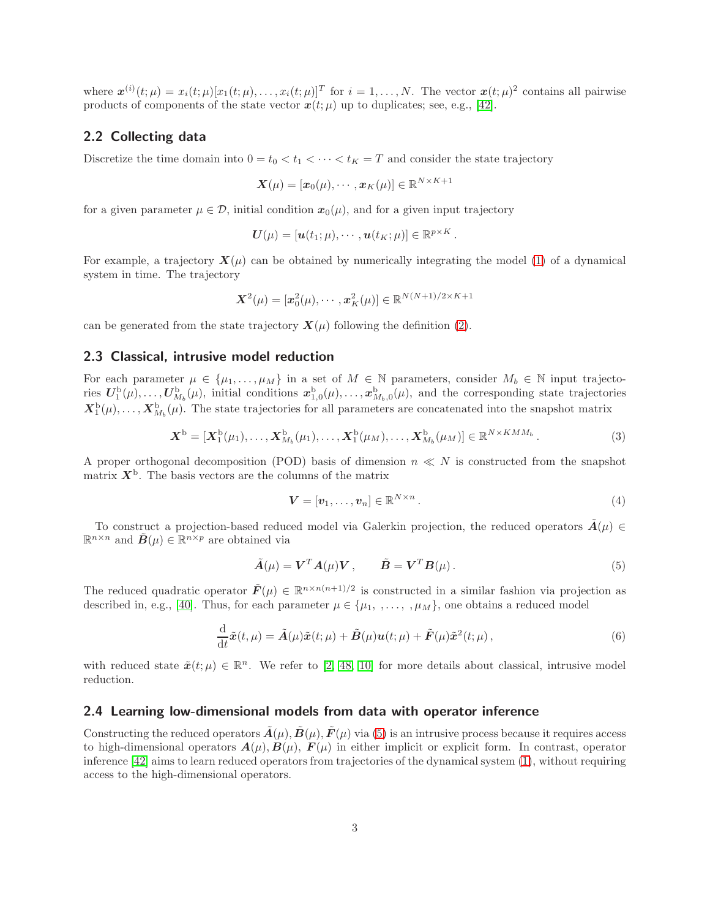where $\boldsymbol{x}^{(i)}(t;\mu) = x_i(t;\mu)[x_1(t;\mu), \dots, x_i(t;\mu)]^T$ for $i = 1, \dots, N$. The vector $\boldsymbol{x}(t;\mu)^2$ contains all pairwise products of components of the state vector $\boldsymbol{x}(t;\mu)$ up to duplicates; see, e.g., [42].

## 2.2 Collecting data

Discretize the time domain into $0 = t_0 < t_1 < \cdots < t_K = T$ and consider the state trajectory

$$\boldsymbol{X}(\mu) = [\boldsymbol{x}_0(\mu), \cdots, \boldsymbol{x}_K(\mu)] \in \mathbb{R}^{N \times K+1}$$

for a given parameter $\mu \in \mathcal{D}$, initial condition $\boldsymbol{x}_0(\mu)$, and for a given input trajectory

$$\boldsymbol{U}(\mu) = [\boldsymbol{u}(t_1;\mu), \cdots, \boldsymbol{u}(t_K;\mu)] \in \mathbb{R}^{p \times K}.$$

For example, a trajectory $\boldsymbol{X}(\mu)$ can be obtained by numerically integrating the model (1) of a dynamical system in time. The trajectory

$$\boldsymbol{X}^2(\mu) = [\boldsymbol{x}_0^2(\mu), \cdots, \boldsymbol{x}_K^2(\mu)] \in \mathbb{R}^{N(N+1)/2 \times K+1}$$

can be generated from the state trajectory $\boldsymbol{X}(\mu)$ following the definition (2).

## 2.3 Classical, intrusive model reduction

For each parameter $\mu \in \{\mu_1, \dots, \mu_M\}$ in a set of $M \in \mathbb{N}$ parameters, consider $M_b \in \mathbb{N}$ input trajectories $\boldsymbol{U}_1^{\mathrm{b}}(\mu), \dots, \boldsymbol{U}_{M_b}^{\mathrm{b}}(\mu)$, initial conditions $\boldsymbol{x}_{1,0}^{\mathrm{b}}(\mu), \dots, \boldsymbol{x}_{M_b,0}^{\mathrm{b}}(\mu)$, and the corresponding state trajectories $\boldsymbol{X}_1^{\mathrm{b}}(\mu), \dots, \boldsymbol{X}_{M_b}^{\mathrm{b}}(\mu)$. The state trajectories for all parameters are concatenated into the snapshot matrix

$$\boldsymbol{X}^{\mathrm{b}} = [\boldsymbol{X}_1^{\mathrm{b}}(\mu_1), \dots, \boldsymbol{X}_{M_b}^{\mathrm{b}}(\mu_1), \dots, \boldsymbol{X}_1^{\mathrm{b}}(\mu_M), \dots, \boldsymbol{X}_{M_b}^{\mathrm{b}}(\mu_M)] \in \mathbb{R}^{N \times KMM_b}. \tag{3}$$

A proper orthogonal decomposition (POD) basis of dimension $n \ll N$ is constructed from the snapshot matrix $\boldsymbol{X}^{\mathrm{b}}$. The basis vectors are the columns of the matrix

$$\boldsymbol{V} = [\boldsymbol{v}_1, \dots, \boldsymbol{v}_n] \in \mathbb{R}^{N \times n}. \tag{4}$$

To construct a projection-based reduced model via Galerkin projection, the reduced operators $\tilde{\boldsymbol{A}}(\mu) \in \mathbb{R}^{n \times n}$ and $\tilde{\boldsymbol{B}}(\mu) \in \mathbb{R}^{n \times p}$ are obtained via

$$\tilde{\boldsymbol{A}}(\mu) = \boldsymbol{V}^T \boldsymbol{A}(\mu) \boldsymbol{V}, \qquad \tilde{\boldsymbol{B}} = \boldsymbol{V}^T \boldsymbol{B}(\mu). \tag{5}$$

The reduced quadratic operator $\tilde{\boldsymbol{F}}(\mu) \in \mathbb{R}^{n \times n(n+1)/2}$ is constructed in a similar fashion via projection as described in, e.g., [40]. Thus, for each parameter $\mu \in \{\mu_1, \dots, , \mu_M\}$, one obtains a reduced model

$$\frac{\mathrm{d}}{\mathrm{d}t}\tilde{\boldsymbol{x}}(t,\mu) = \tilde{\boldsymbol{A}}(\mu)\tilde{\boldsymbol{x}}(t;\mu) + \tilde{\boldsymbol{B}}(\mu)\boldsymbol{u}(t;\mu) + \tilde{\boldsymbol{F}}(\mu)\tilde{\boldsymbol{x}}^2(t;\mu), \tag{6}$$

with reduced state $\tilde{\boldsymbol{x}}(t;\mu) \in \mathbb{R}^n$. We refer to [2, 48, 10] for more details about classical, intrusive model reduction.

## 2.4 Learning low-dimensional models from data with operator inference

Constructing the reduced operators $\tilde{\boldsymbol{A}}(\mu), \tilde{\boldsymbol{B}}(\mu), \tilde{\boldsymbol{F}}(\mu)$ via (5) is an intrusive process because it requires access to high-dimensional operators $\boldsymbol{A}(\mu), \boldsymbol{B}(\mu), \boldsymbol{F}(\mu)$ in either implicit or explicit form. In contrast, operator inference [42] aims to learn reduced operators from trajectories of the dynamical system (1), without requiring access to the high-dimensional operators.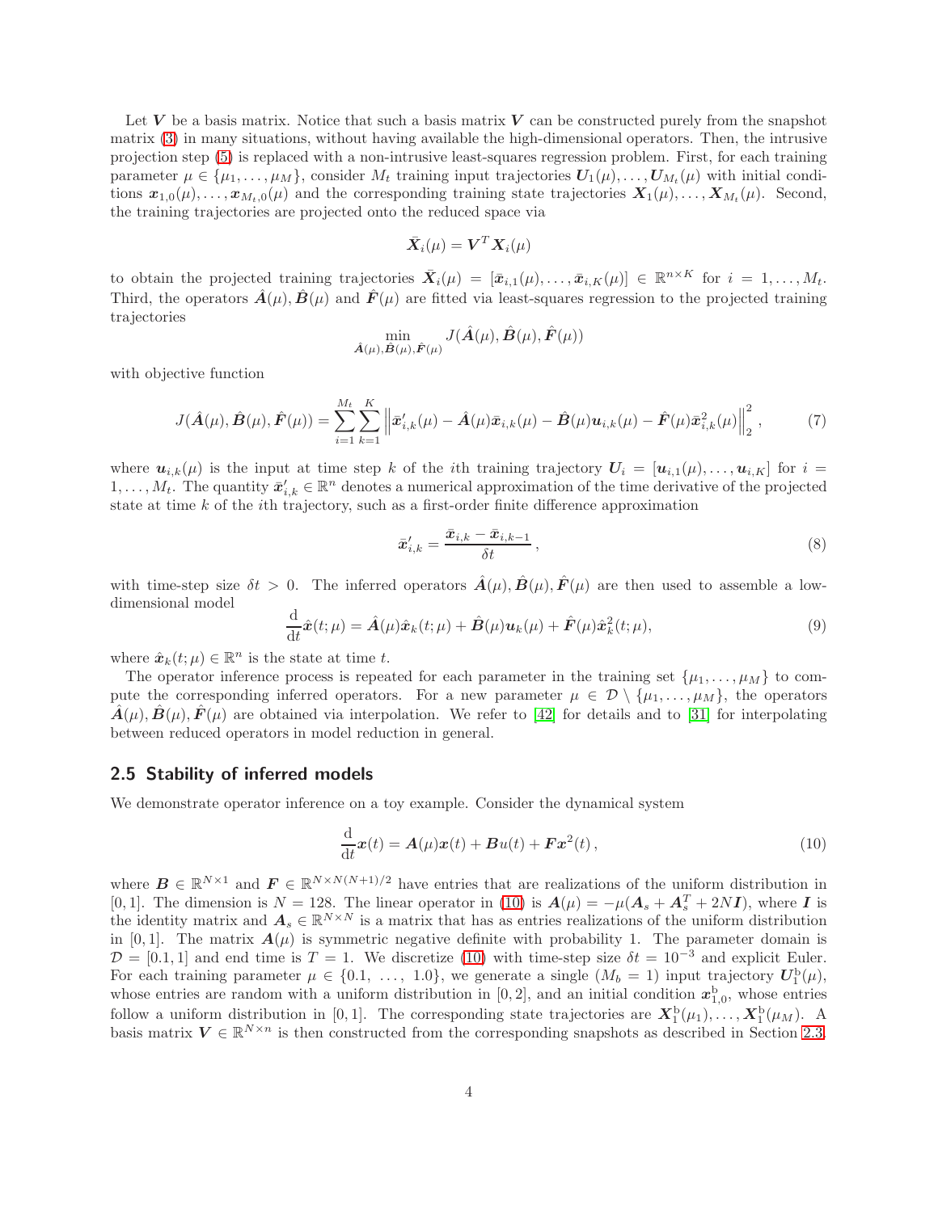Let $\boldsymbol{V}$ be a basis matrix. Notice that such a basis matrix $\boldsymbol{V}$ can be constructed purely from the snapshot matrix (3) in many situations, without having available the high-dimensional operators. Then, the intrusive projection step (5) is replaced with a non-intrusive least-squares regression problem. First, for each training parameter $\mu \in \{\mu_1, \dots, \mu_M\}$, consider $M_t$ training input trajectories $\boldsymbol{U}_1(\mu), \dots, \boldsymbol{U}_{M_t}(\mu)$ with initial conditions $\boldsymbol{x}_{1,0}(\mu), \dots, \boldsymbol{x}_{M_t,0}(\mu)$ and the corresponding training state trajectories $\boldsymbol{X}_1(\mu), \dots, \boldsymbol{X}_{M_t}(\mu)$. Second, the training trajectories are projected onto the reduced space via

$$\bar{\boldsymbol{X}}_i(\mu) = \boldsymbol{V}^T \boldsymbol{X}_i(\mu)$$

to obtain the projected training trajectories $\bar{\boldsymbol{X}}_i(\mu) = [\bar{\boldsymbol{x}}_{i,1}(\mu), \dots, \bar{\boldsymbol{x}}_{i,K}(\mu)] \in \mathbb{R}^{n \times K}$ for $i = 1, \dots, M_t$. Third, the operators $\hat{\boldsymbol{A}}(\mu), \hat{\boldsymbol{B}}(\mu)$ and $\hat{\boldsymbol{F}}(\mu)$ are fitted via least-squares regression to the projected training trajectories

$$\min_{\hat{\boldsymbol{A}}(\mu), \hat{\boldsymbol{B}}(\mu), \hat{\boldsymbol{F}}(\mu)} J(\hat{\boldsymbol{A}}(\mu), \hat{\boldsymbol{B}}(\mu), \hat{\boldsymbol{F}}(\mu))$$

with objective function

$$J(\hat{\boldsymbol{A}}(\mu), \hat{\boldsymbol{B}}(\mu), \hat{\boldsymbol{F}}(\mu)) = \sum_{i=1}^{M_t} \sum_{k=1}^{K} \left\| \bar{\boldsymbol{x}}'_{i,k}(\mu) - \hat{\boldsymbol{A}}(\mu)\bar{\boldsymbol{x}}_{i,k}(\mu) - \hat{\boldsymbol{B}}(\mu)\boldsymbol{u}_{i,k}(\mu) - \hat{\boldsymbol{F}}(\mu)\bar{\boldsymbol{x}}^2_{i,k}(\mu) \right\|_2^2, \tag{7}$$

where $\boldsymbol{u}_{i,k}(\mu)$ is the input at time step $k$ of the $i$th training trajectory $\boldsymbol{U}_i = [\boldsymbol{u}_{i,1}(\mu), \dots, \boldsymbol{u}_{i,K}]$ for $i = 1, \dots, M_t$. The quantity $\bar{\boldsymbol{x}}'_{i,k} \in \mathbb{R}^n$ denotes a numerical approximation of the time derivative of the projected state at time $k$ of the $i$th trajectory, such as a first-order finite difference approximation

$$\bar{\boldsymbol{x}}'_{i,k} = \frac{\bar{\boldsymbol{x}}_{i,k} - \bar{\boldsymbol{x}}_{i,k-1}}{\delta t}, \tag{8}$$

with time-step size $\delta t > 0$. The inferred operators $\hat{\boldsymbol{A}}(\mu), \hat{\boldsymbol{B}}(\mu), \hat{\boldsymbol{F}}(\mu)$ are then used to assemble a low-dimensional model

$$\frac{\mathrm{d}}{\mathrm{d}t}\hat{\boldsymbol{x}}(t;\mu) = \hat{\boldsymbol{A}}(\mu)\hat{\boldsymbol{x}}_k(t;\mu) + \hat{\boldsymbol{B}}(\mu)\boldsymbol{u}_k(\mu) + \hat{\boldsymbol{F}}(\mu)\hat{\boldsymbol{x}}^2_k(t;\mu), \tag{9}$$

where $\hat{\boldsymbol{x}}_k(t;\mu) \in \mathbb{R}^n$ is the state at time $t$.

The operator inference process is repeated for each parameter in the training set $\{\mu_1, \dots, \mu_M\}$ to compute the corresponding inferred operators. For a new parameter $\mu \in \mathcal{D} \setminus \{\mu_1, \dots, \mu_M\}$, the operators $\hat{\boldsymbol{A}}(\mu), \hat{\boldsymbol{B}}(\mu), \hat{\boldsymbol{F}}(\mu)$ are obtained via interpolation. We refer to [42] for details and to [31] for interpolating between reduced operators in model reduction in general.

## 2.5 Stability of inferred models

We demonstrate operator inference on a toy example. Consider the dynamical system

$$\frac{\mathrm{d}}{\mathrm{d}t}\boldsymbol{x}(t) = \boldsymbol{A}(\mu)\boldsymbol{x}(t) + \boldsymbol{B}u(t) + \boldsymbol{F}\boldsymbol{x}^2(t), \tag{10}$$

where $\boldsymbol{B} \in \mathbb{R}^{N \times 1}$ and $\boldsymbol{F} \in \mathbb{R}^{N \times N(N+1)/2}$ have entries that are realizations of the uniform distribution in $[0, 1]$. The dimension is $N = 128$. The linear operator in (10) is $\boldsymbol{A}(\mu) = -\mu(\boldsymbol{A}_s + \boldsymbol{A}_s^T + 2N\boldsymbol{I})$, where $\boldsymbol{I}$ is the identity matrix and $\boldsymbol{A}_s \in \mathbb{R}^{N \times N}$ is a matrix that has as entries realizations of the uniform distribution in $[0, 1]$. The matrix $\boldsymbol{A}(\mu)$ is symmetric negative definite with probability 1. The parameter domain is $\mathcal{D} = [0.1, 1]$ and end time is $T = 1$. We discretize (10) with time-step size $\delta t = 10^{-3}$ and explicit Euler. For each training parameter $\mu \in \{0.1, \dots, 1.0\}$, we generate a single ($M_b = 1$) input trajectory $\boldsymbol{U}_1^{\mathrm{b}}(\mu)$, whose entries are random with a uniform distribution in $[0, 2]$, and an initial condition $\boldsymbol{x}_{1,0}^{\mathrm{b}}$, whose entries follow a uniform distribution in $[0, 1]$. The corresponding state trajectories are $\boldsymbol{X}_1^{\mathrm{b}}(\mu_1), \dots, \boldsymbol{X}_1^{\mathrm{b}}(\mu_M)$. A basis matrix $\boldsymbol{V} \in \mathbb{R}^{N \times n}$ is then constructed from the corresponding snapshots as described in Section 2.3.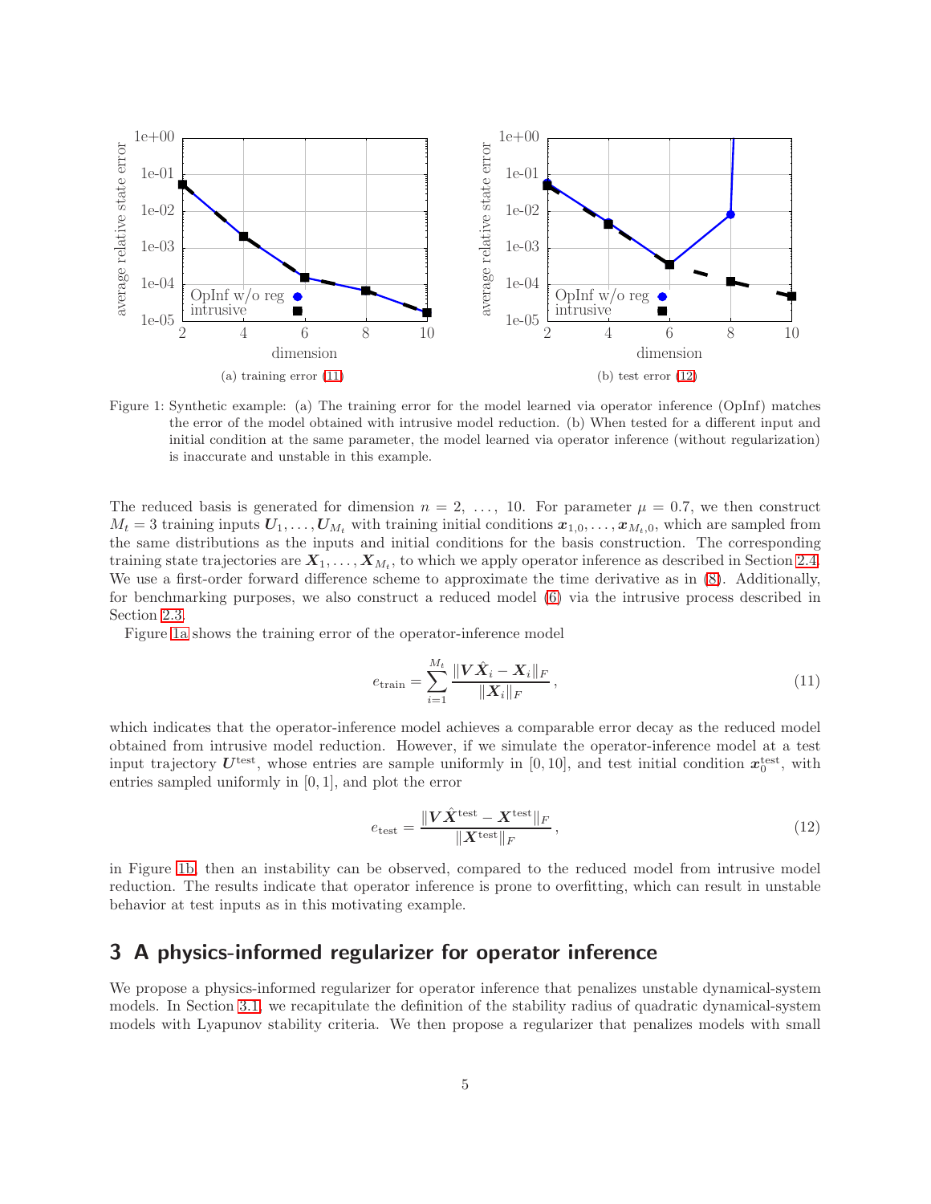(a) training error (11)

(b) test error (12)

Figure 1: Synthetic example: (a) The training error for the model learned via operator inference (OpInf) matches the error of the model obtained with intrusive model reduction. (b) When tested for a different input and initial condition at the same parameter, the model learned via operator inference (without regularization) is inaccurate and unstable in this example.

The reduced basis is generated for dimension $n = 2, \ldots, 10$. For parameter $\mu = 0.7$, we then construct $M_t = 3$ training inputs $\boldsymbol{U}_1, \ldots, \boldsymbol{U}_{M_t}$ with training initial conditions $\boldsymbol{x}_{1,0}, \ldots, \boldsymbol{x}_{M_t,0}$, which are sampled from the same distributions as the inputs and initial conditions for the basis construction. The corresponding training state trajectories are $\boldsymbol{X}_1, \ldots, \boldsymbol{X}_{M_t}$, to which we apply operator inference as described in Section 2.4. We use a first-order forward difference scheme to approximate the time derivative as in (8). Additionally, for benchmarking purposes, we also construct a reduced model (6) via the intrusive process described in Section 2.3.

Figure 1a shows the training error of the operator-inference model

$$e_{\text{train}} = \sum_{i=1}^{M_t} \frac{\|\boldsymbol{V}\hat{\boldsymbol{X}}_i - \boldsymbol{X}_i\|_F}{\|\boldsymbol{X}_i\|_F}, \tag{11}$$

which indicates that the operator-inference model achieves a comparable error decay as the reduced model obtained from intrusive model reduction. However, if we simulate the operator-inference model at a test input trajectory $\boldsymbol{U}^{\text{test}}$, whose entries are sample uniformly in $[0, 10]$, and test initial condition $\boldsymbol{x}_0^{\text{test}}$, with entries sampled uniformly in $[0, 1]$, and plot the error

$$e_{\text{test}} = \frac{\|\boldsymbol{V}\hat{\boldsymbol{X}}^{\text{test}} - \boldsymbol{X}^{\text{test}}\|_F}{\|\boldsymbol{X}^{\text{test}}\|_F}, \tag{12}$$

in Figure 1b, then an instability can be observed, compared to the reduced model from intrusive model reduction. The results indicate that operator inference is prone to overfitting, which can result in unstable behavior at test inputs as in this motivating example.

## 3 A physics-informed regularizer for operator inference

We propose a physics-informed regularizer for operator inference that penalizes unstable dynamical-system models. In Section 3.1, we recapitulate the definition of the stability radius of quadratic dynamical-system models with Lyapunov stability criteria. We then propose a regularizer that penalizes models with small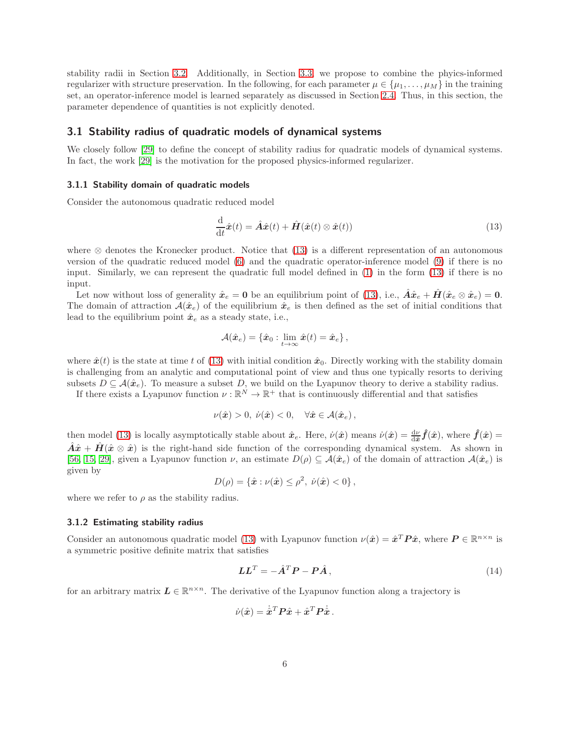stability radii in Section 3.2. Additionally, in Section 3.3, we propose to combine the phyics-informed regularizer with structure preservation. In the following, for each parameter $\mu \in \{\mu_1, \dots, \mu_M\}$ in the training set, an operator-inference model is learned separately as discussed in Section 2.4. Thus, in this section, the parameter dependence of quantities is not explicitly denoted.

## 3.1 Stability radius of quadratic models of dynamical systems

We closely follow [29] to define the concept of stability radius for quadratic models of dynamical systems. In fact, the work [29] is the motivation for the proposed physics-informed regularizer.

### 3.1.1 Stability domain of quadratic models

Consider the autonomous quadratic reduced model

$$
\frac{\mathrm{d}}{\mathrm{d}t}\hat{\boldsymbol{x}}(t) = \hat{\boldsymbol{A}}\hat{\boldsymbol{x}}(t) + \hat{\boldsymbol{H}}(\hat{\boldsymbol{x}}(t) \otimes \hat{\boldsymbol{x}}(t)) \tag{13}
$$

where $\otimes$ denotes the Kronecker product. Notice that (13) is a different representation of an autonomous version of the quadratic reduced model (6) and the quadratic operator-inference model (9) if there is no input. Similarly, we can represent the quadratic full model defined in (1) in the form (13) if there is no input.

Let now without loss of generality $\hat{\boldsymbol{x}}_e = \boldsymbol{0}$ be an equilibrium point of (13), i.e., $\hat{\boldsymbol{A}}\hat{\boldsymbol{x}}_e + \hat{\boldsymbol{H}}(\hat{\boldsymbol{x}}_e \otimes \hat{\boldsymbol{x}}_e) = \boldsymbol{0}$. The domain of attraction $\mathcal{A}(\hat{\boldsymbol{x}}_e)$ of the equilibrium $\hat{\boldsymbol{x}}_e$ is then defined as the set of initial conditions that lead to the equilibrium point $\hat{\boldsymbol{x}}_e$ as a steady state, i.e.,

$$
\mathcal{A}(\hat{\boldsymbol{x}}_e) = \{\hat{\boldsymbol{x}}_0 : \lim_{t \to \infty} \hat{\boldsymbol{x}}(t) = \hat{\boldsymbol{x}}_e\} \,,
$$

where $\hat{\boldsymbol{x}}(t)$ is the state at time $t$ of (13) with initial condition $\hat{\boldsymbol{x}}_0$. Directly working with the stability domain is challenging from an analytic and computational point of view and thus one typically resorts to deriving subsets $D \subseteq \mathcal{A}(\hat{\boldsymbol{x}}_e)$. To measure a subset $D$, we build on the Lyapunov theory to derive a stability radius.

If there exists a Lyapunov function $\nu : \mathbb{R}^N \to \mathbb{R}^+$ that is continuously differential and that satisfies

$$
\nu(\hat{\boldsymbol{x}}) > 0, \ \dot{\nu}(\hat{\boldsymbol{x}}) < 0, \quad \forall \hat{\boldsymbol{x}} \in \mathcal{A}(\hat{\boldsymbol{x}}_e) \,,
$$

then model (13) is locally asymptotically stable about $\hat{\boldsymbol{x}}_e$. Here, $\dot{\nu}(\hat{\boldsymbol{x}})$ means $\dot{\nu}(\hat{\boldsymbol{x}}) = \frac{\mathrm{d}\nu}{\mathrm{d}\hat{\boldsymbol{x}}}\hat{\boldsymbol{f}}(\hat{\boldsymbol{x}})$, where $\hat{\boldsymbol{f}}(\hat{\boldsymbol{x}}) = \hat{\boldsymbol{A}}\hat{\boldsymbol{x}} + \hat{\boldsymbol{H}}(\hat{\boldsymbol{x}} \otimes \hat{\boldsymbol{x}})$ is the right-hand side function of the corresponding dynamical system. As shown in [56, 15, 29], given a Lyapunov function $\nu$, an estimate $D(\rho) \subseteq \mathcal{A}(\hat{\boldsymbol{x}}_e)$ of the domain of attraction $\mathcal{A}(\hat{\boldsymbol{x}}_e)$ is given by

$$
D(\rho) = \{\hat{\boldsymbol{x}} : \nu(\hat{\boldsymbol{x}}) \leq \rho^2, \ \dot{\nu}(\hat{\boldsymbol{x}}) < 0\} \,,
$$

where we refer to $\rho$ as the stability radius.

### 3.1.2 Estimating stability radius

Consider an autonomous quadratic model (13) with Lyapunov function $\nu(\hat{\boldsymbol{x}}) = \hat{\boldsymbol{x}}^T \boldsymbol{P} \hat{\boldsymbol{x}}$, where $\boldsymbol{P} \in \mathbb{R}^{n \times n}$ is a symmetric positive definite matrix that satisfies

$$
\boldsymbol{L}\boldsymbol{L}^T = -\hat{\boldsymbol{A}}^T \boldsymbol{P} - \boldsymbol{P}\hat{\boldsymbol{A}} \,, \tag{14}
$$

for an arbitrary matrix $\boldsymbol{L} \in \mathbb{R}^{n \times n}$. The derivative of the Lyapunov function along a trajectory is

$$
\dot{\nu}(\hat{\boldsymbol{x}}) = \dot{\hat{\boldsymbol{x}}}^T \boldsymbol{P} \hat{\boldsymbol{x}} + \hat{\boldsymbol{x}}^T \boldsymbol{P} \dot{\hat{\boldsymbol{x}}} \,.
$$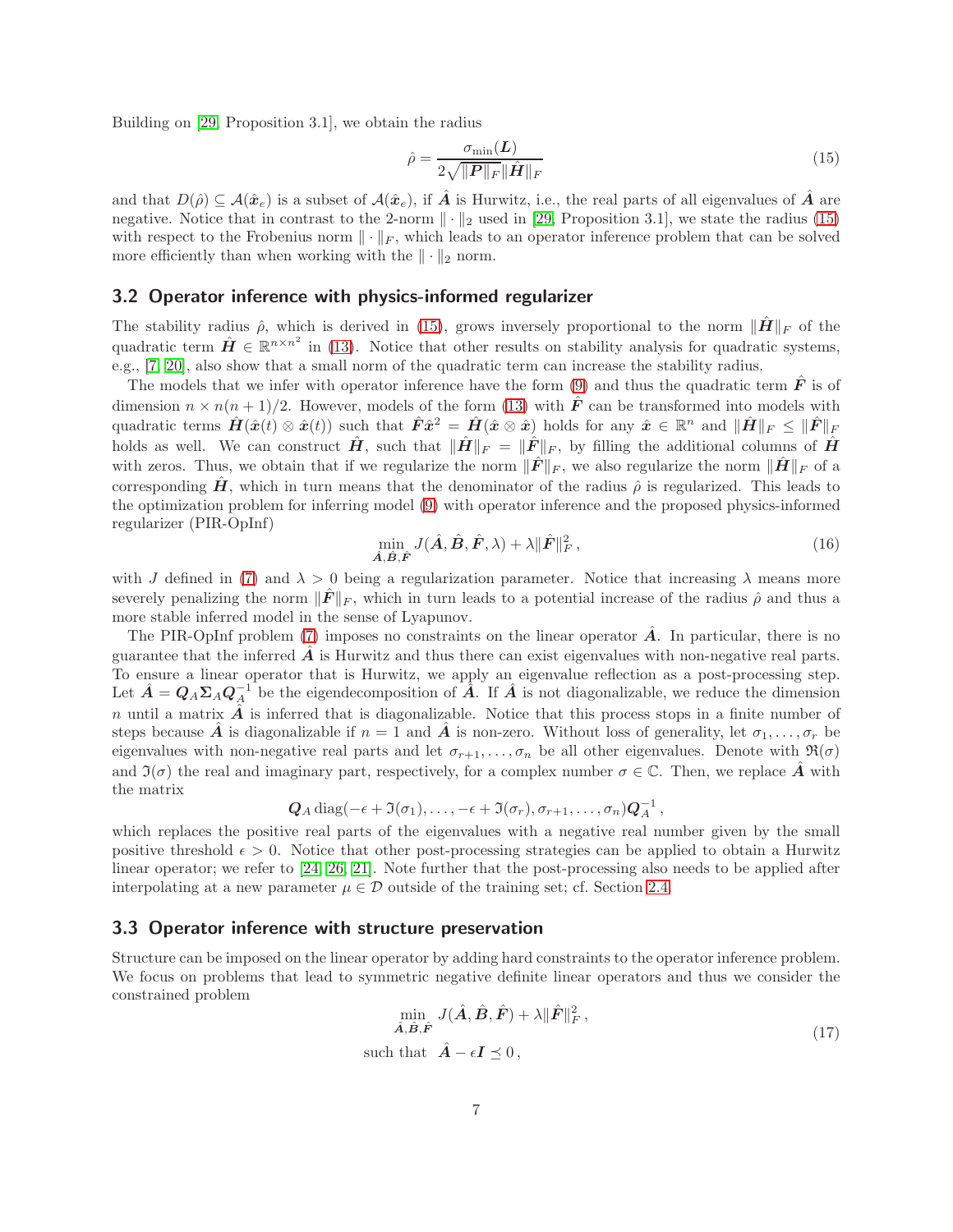Building on [29, Proposition 3.1], we obtain the radius

$$
\hat{\rho} = \frac{\sigma_{\min}(\boldsymbol{L})}{2\sqrt{\|\boldsymbol{P}\|_F}\|\hat{\boldsymbol{H}}\|_F} \tag{15}
$$

and that $D(\hat{\rho}) \subseteq \mathcal{A}(\hat{\boldsymbol{x}}_e)$ is a subset of $\mathcal{A}(\hat{\boldsymbol{x}}_e)$, if $\hat{\boldsymbol{A}}$ is Hurwitz, i.e., the real parts of all eigenvalues of $\hat{\boldsymbol{A}}$ are negative. Notice that in contrast to the 2-norm $\|\cdot\|_2$ used in [29, Proposition 3.1], we state the radius (15) with respect to the Frobenius norm $\|\cdot\|_F$, which leads to an operator inference problem that can be solved more efficiently than when working with the $\|\cdot\|_2$ norm.

## 3.2 Operator inference with physics-informed regularizer

The stability radius $\hat{\rho}$, which is derived in (15), grows inversely proportional to the norm $\|\hat{\boldsymbol{H}}\|_F$ of the quadratic term $\hat{\boldsymbol{H}} \in \mathbb{R}^{n \times n^2}$ in (13). Notice that other results on stability analysis for quadratic systems, e.g., [7, 20], also show that a small norm of the quadratic term can increase the stability radius.

The models that we infer with operator inference have the form (9) and thus the quadratic term $\hat{\boldsymbol{F}}$ is of dimension $n \times n(n+1)/2$. However, models of the form (13) with $\hat{\boldsymbol{F}}$ can be transformed into models with quadratic terms $\hat{\boldsymbol{H}}(\hat{\boldsymbol{x}}(t) \otimes \hat{\boldsymbol{x}}(t))$ such that $\hat{\boldsymbol{F}}\hat{\boldsymbol{x}}^2 = \hat{\boldsymbol{H}}(\hat{\boldsymbol{x}} \otimes \hat{\boldsymbol{x}})$ holds for any $\hat{\boldsymbol{x}} \in \mathbb{R}^n$ and $\|\hat{\boldsymbol{H}}\|_F \leq \|\hat{\boldsymbol{F}}\|_F$ holds as well. We can construct $\hat{\boldsymbol{H}}$, such that $\|\hat{\boldsymbol{H}}\|_F = \|\hat{\boldsymbol{F}}\|_F$, by filling the additional columns of $\hat{\boldsymbol{H}}$ with zeros. Thus, we obtain that if we regularize the norm $\|\hat{\boldsymbol{F}}\|_F$, we also regularize the norm $\|\hat{\boldsymbol{H}}\|_F$ of a corresponding $\hat{\boldsymbol{H}}$, which in turn means that the denominator of the radius $\hat{\rho}$ is regularized. This leads to the optimization problem for inferring model (9) with operator inference and the proposed physics-informed regularizer (PIR-OpInf)

$$
\min_{\hat{\boldsymbol{A}}, \hat{\boldsymbol{B}}, \hat{\boldsymbol{F}}} J(\hat{\boldsymbol{A}}, \hat{\boldsymbol{B}}, \hat{\boldsymbol{F}}, \lambda) + \lambda \|\hat{\boldsymbol{F}}\|_F^2 \,, \tag{16}
$$

with $J$ defined in (7) and $\lambda > 0$ being a regularization parameter. Notice that increasing $\lambda$ means more severely penalizing the norm $\|\hat{\boldsymbol{F}}\|_F$, which in turn leads to a potential increase of the radius $\hat{\rho}$ and thus a more stable inferred model in the sense of Lyapunov.

The PIR-OpInf problem (7) imposes no constraints on the linear operator $\hat{\boldsymbol{A}}$. In particular, there is no guarantee that the inferred $\hat{\boldsymbol{A}}$ is Hurwitz and thus there can exist eigenvalues with non-negative real parts. To ensure a linear operator that is Hurwitz, we apply an eigenvalue reflection as a post-processing step. Let $\hat{\boldsymbol{A}} = \boldsymbol{Q}_A \boldsymbol{\Sigma}_A \boldsymbol{Q}_A^{-1}$ be the eigendecomposition of $\hat{\boldsymbol{A}}$. If $\hat{\boldsymbol{A}}$ is not diagonalizable, we reduce the dimension $n$ until a matrix $\hat{\boldsymbol{A}}$ is inferred that is diagonalizable. Notice that this process stops in a finite number of steps because $\hat{\boldsymbol{A}}$ is diagonalizable if $n = 1$ and $\hat{\boldsymbol{A}}$ is non-zero. Without loss of generality, let $\sigma_1, \dots, \sigma_r$ be eigenvalues with non-negative real parts and let $\sigma_{r+1}, \dots, \sigma_n$ be all other eigenvalues. Denote with $\Re(\sigma)$ and $\Im(\sigma)$ the real and imaginary part, respectively, for a complex number $\sigma \in \mathbb{C}$. Then, we replace $\hat{\boldsymbol{A}}$ with the matrix

$$
\boldsymbol{Q}_A \operatorname{diag}(-\epsilon + \Im(\sigma_1), \dots, -\epsilon + \Im(\sigma_r), \sigma_{r+1}, \dots, \sigma_n) \boldsymbol{Q}_A^{-1} \,,
$$

which replaces the positive real parts of the eigenvalues with a negative real number given by the small positive threshold $\epsilon > 0$. Notice that other post-processing strategies can be applied to obtain a Hurwitz linear operator; we refer to [24, 26, 21]. Note further that the post-processing also needs to be applied after interpolating at a new parameter $\mu \in \mathcal{D}$ outside of the training set; cf. Section 2.4.

## 3.3 Operator inference with structure preservation

Structure can be imposed on the linear operator by adding hard constraints to the operator inference problem. We focus on problems that lead to symmetric negative definite linear operators and thus we consider the constrained problem

$$
\begin{aligned}
&\min_{\hat{\boldsymbol{A}}, \hat{\boldsymbol{B}}, \hat{\boldsymbol{F}}} J(\hat{\boldsymbol{A}}, \hat{\boldsymbol{B}}, \hat{\boldsymbol{F}}) + \lambda \|\hat{\boldsymbol{F}}\|_F^2 \,, \\
&\text{such that} \;\; \hat{\boldsymbol{A}} - \epsilon \boldsymbol{I} \preceq 0 \,,
\end{aligned} \tag{17}
$$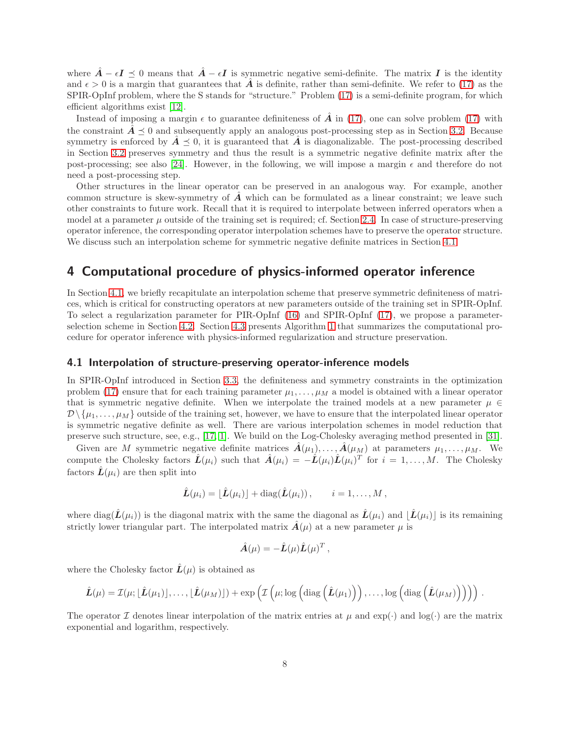where $\hat{\boldsymbol{A}} - \epsilon \boldsymbol{I} \preceq 0$ means that $\hat{\boldsymbol{A}} - \epsilon \boldsymbol{I}$ is symmetric negative semi-definite. The matrix $\boldsymbol{I}$ is the identity and $\epsilon > 0$ is a margin that guarantees that $\hat{\boldsymbol{A}}$ is definite, rather than semi-definite. We refer to (17) as the SPIR-OpInf problem, where the S stands for "structure." Problem (17) is a semi-definite program, for which efficient algorithms exist [12].

Instead of imposing a margin $\epsilon$ to guarantee definiteness of $\hat{\boldsymbol{A}}$ in (17), one can solve problem (17) with the constraint $\hat{\boldsymbol{A}} \preceq 0$ and subsequently apply an analogous post-processing step as in Section 3.2. Because symmetry is enforced by $\hat{\boldsymbol{A}} \preceq 0$, it is guaranteed that $\hat{\boldsymbol{A}}$ is diagonalizable. The post-processing described in Section 3.2 preserves symmetry and thus the result is a symmetric negative definite matrix after the post-processing; see also [24]. However, in the following, we will impose a margin $\epsilon$ and therefore do not need a post-processing step.

Other structures in the linear operator can be preserved in an analogous way. For example, another common structure is skew-symmetry of $\hat{\boldsymbol{A}}$ which can be formulated as a linear constraint; we leave such other constraints to future work. Recall that it is required to interpolate between inferred operators when a model at a parameter $\mu$ outside of the training set is required; cf. Section 2.4. In case of structure-preserving operator inference, the corresponding operator interpolation schemes have to preserve the operator structure. We discuss such an interpolation scheme for symmetric negative definite matrices in Section 4.1.

# 4 Computational procedure of physics-informed operator inference

In Section 4.1, we briefly recapitulate an interpolation scheme that preserve symmetric definiteness of matrices, which is critical for constructing operators at new parameters outside of the training set in SPIR-OpInf. To select a regularization parameter for PIR-OpInf (16) and SPIR-OpInf (17), we propose a parameter-selection scheme in Section 4.2. Section 4.3 presents Algorithm 1 that summarizes the computational procedure for operator inference with physics-informed regularization and structure preservation.

## 4.1 Interpolation of structure-preserving operator-inference models

In SPIR-OpInf introduced in Section 3.3, the definiteness and symmetry constraints in the optimization problem (17) ensure that for each training parameter $\mu_1, \dots, \mu_M$ a model is obtained with a linear operator that is symmetric negative definite. When we interpolate the trained models at a new parameter $\mu \in \mathcal{D} \setminus \{\mu_1, \dots, \mu_M\}$ outside of the training set, however, we have to ensure that the interpolated linear operator is symmetric negative definite as well. There are various interpolation schemes in model reduction that preserve such structure, see, e.g., [17, 1]. We build on the Log-Cholesky averaging method presented in [31].

Given are $M$ symmetric negative definite matrices $\hat{\boldsymbol{A}}(\mu_1), \dots, \hat{\boldsymbol{A}}(\mu_M)$ at parameters $\mu_1, \dots, \mu_M$. We compute the Cholesky factors $\hat{\boldsymbol{L}}(\mu_i)$ such that $\hat{\boldsymbol{A}}(\mu_i) = -\hat{\boldsymbol{L}}(\mu_i)\hat{\boldsymbol{L}}(\mu_i)^T$ for $i = 1, \dots, M$. The Cholesky factors $\hat{\boldsymbol{L}}(\mu_i)$ are then split into

$$
\hat{\boldsymbol{L}}(\mu_i) = \lfloor \hat{\boldsymbol{L}}(\mu_i) \rfloor + \operatorname{diag}(\hat{\boldsymbol{L}}(\mu_i)), \qquad i = 1, \dots, M,
$$

where $\operatorname{diag}(\hat{\boldsymbol{L}}(\mu_i))$ is the diagonal matrix with the same the diagonal as $\hat{\boldsymbol{L}}(\mu_i)$ and $\lfloor \hat{\boldsymbol{L}}(\mu_i) \rfloor$ is its remaining strictly lower triangular part. The interpolated matrix $\hat{\boldsymbol{A}}(\mu)$ at a new parameter $\mu$ is

$$
\hat{\boldsymbol{A}}(\mu) = -\hat{\boldsymbol{L}}(\mu)\hat{\boldsymbol{L}}(\mu)^T,
$$

where the Cholesky factor $\hat{\boldsymbol{L}}(\mu)$ is obtained as

$$
\hat{\boldsymbol{L}}(\mu) = \mathcal{I}(\mu; \lfloor \hat{\boldsymbol{L}}(\mu_1) \rfloor, \dots, \lfloor \hat{\boldsymbol{L}}(\mu_M) \rfloor) + \exp\left(\mathcal{I}\left(\mu; \log\left(\operatorname{diag}\left(\hat{\boldsymbol{L}}(\mu_1)\right)\right), \dots, \log\left(\operatorname{diag}\left(\hat{\boldsymbol{L}}(\mu_M)\right)\right)\right)\right).
$$

The operator $\mathcal{I}$ denotes linear interpolation of the matrix entries at $\mu$ and $\exp(\cdot)$ and $\log(\cdot)$ are the matrix exponential and logarithm, respectively.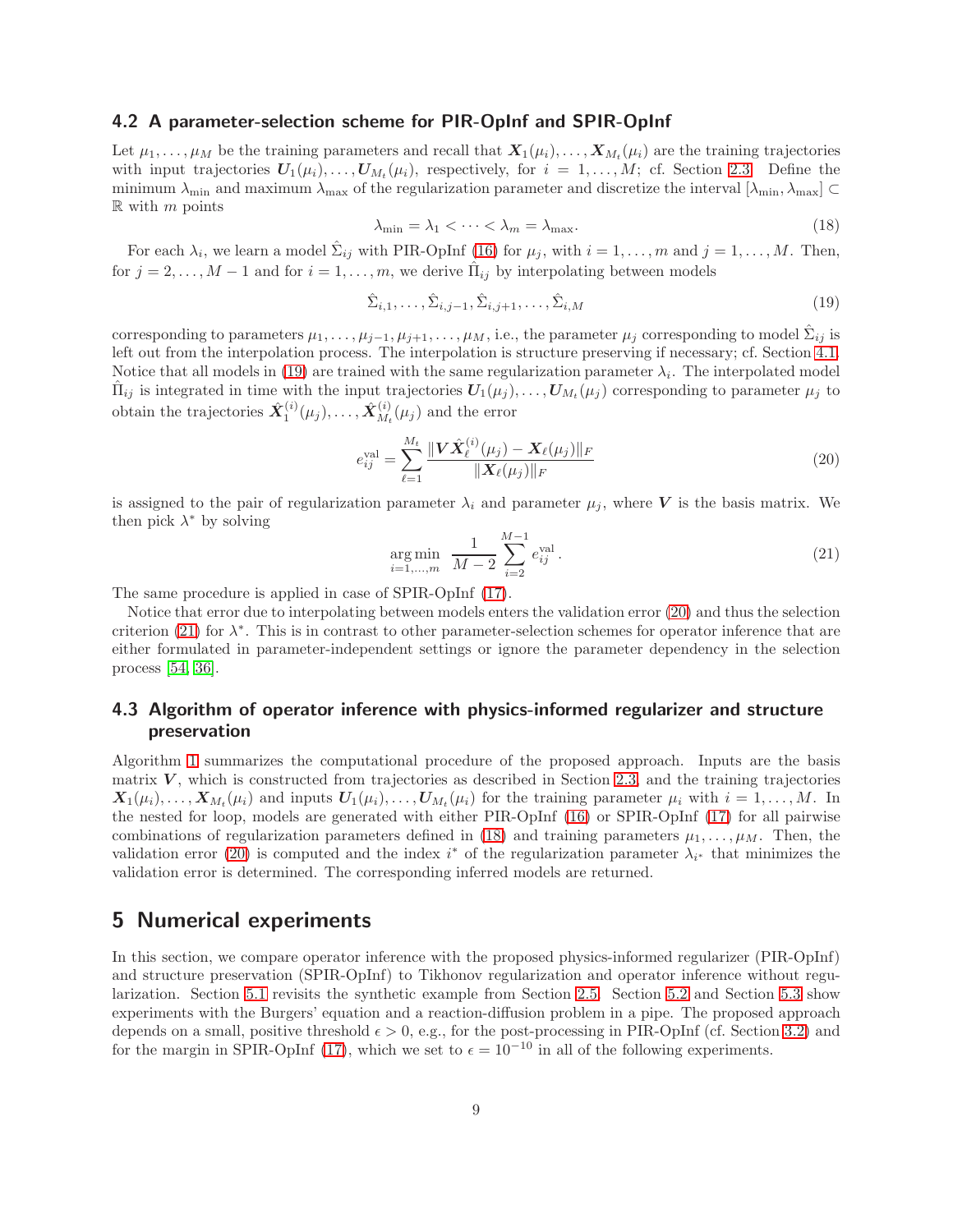### 4.2 A parameter-selection scheme for PIR-OpInf and SPIR-OpInf

Let $\mu_1, \dots, \mu_M$ be the training parameters and recall that $\boldsymbol{X}_1(\mu_i), \dots, \boldsymbol{X}_{M_t}(\mu_i)$ are the training trajectories with input trajectories $\boldsymbol{U}_1(\mu_i), \dots, \boldsymbol{U}_{M_t}(\mu_i)$, respectively, for $i = 1, \dots, M$; cf. Section 2.3. Define the minimum $\lambda_{\min}$ and maximum $\lambda_{\max}$ of the regularization parameter and discretize the interval $[\lambda_{\min}, \lambda_{\max}] \subset \mathbb{R}$ with $m$ points

$$\lambda_{\min} = \lambda_1 < \dots < \lambda_m = \lambda_{\max}. \tag{18}$$

For each $\lambda_i$, we learn a model $\hat{\Sigma}_{ij}$ with PIR-OpInf (16) for $\mu_j$, with $i = 1, \dots, m$ and $j = 1, \dots, M$. Then, for $j = 2, \dots, M-1$ and for $i = 1, \dots, m$, we derive $\hat{\Pi}_{ij}$ by interpolating between models

$$\hat{\Sigma}_{i,1}, \dots, \hat{\Sigma}_{i,j-1}, \hat{\Sigma}_{i,j+1}, \dots, \hat{\Sigma}_{i,M} \tag{19}$$

corresponding to parameters $\mu_1, \dots, \mu_{j-1}, \mu_{j+1}, \dots, \mu_M$, i.e., the parameter $\mu_j$ corresponding to model $\hat{\Sigma}_{ij}$ is left out from the interpolation process. The interpolation is structure preserving if necessary; cf. Section 4.1. Notice that all models in (19) are trained with the same regularization parameter $\lambda_i$. The interpolated model $\hat{\Pi}_{ij}$ is integrated in time with the input trajectories $\boldsymbol{U}_1(\mu_j), \dots, \boldsymbol{U}_{M_t}(\mu_j)$ corresponding to parameter $\mu_j$ to obtain the trajectories $\hat{\boldsymbol{X}}_1^{(i)}(\mu_j), \dots, \hat{\boldsymbol{X}}_{M_t}^{(i)}(\mu_j)$ and the error

$$e_{ij}^{\text{val}} = \sum_{\ell=1}^{M_t} \frac{\|\boldsymbol{V}\hat{\boldsymbol{X}}_\ell^{(i)}(\mu_j) - \boldsymbol{X}_\ell(\mu_j)\|_F}{\|\boldsymbol{X}_\ell(\mu_j)\|_F} \tag{20}$$

is assigned to the pair of regularization parameter $\lambda_i$ and parameter $\mu_j$, where $\boldsymbol{V}$ is the basis matrix. We then pick $\lambda^*$ by solving

$$\underset{i=1,\dots,m}{\arg\min} \; \frac{1}{M-2} \sum_{i=2}^{M-1} e_{ij}^{\text{val}}. \tag{21}$$

The same procedure is applied in case of SPIR-OpInf (17).

Notice that error due to interpolating between models enters the validation error (20) and thus the selection criterion (21) for $\lambda^*$. This is in contrast to other parameter-selection schemes for operator inference that are either formulated in parameter-independent settings or ignore the parameter dependency in the selection process [54, 36].

### 4.3 Algorithm of operator inference with physics-informed regularizer and structure preservation

Algorithm 1 summarizes the computational procedure of the proposed approach. Inputs are the basis matrix $\boldsymbol{V}$, which is constructed from trajectories as described in Section 2.3, and the training trajectories $\boldsymbol{X}_1(\mu_i), \dots, \boldsymbol{X}_{M_t}(\mu_i)$ and inputs $\boldsymbol{U}_1(\mu_i), \dots, \boldsymbol{U}_{M_t}(\mu_i)$ for the training parameter $\mu_i$ with $i = 1, \dots, M$. In the nested for loop, models are generated with either PIR-OpInf (16) or SPIR-OpInf (17) for all pairwise combinations of regularization parameters defined in (18) and training parameters $\mu_1, \dots, \mu_M$. Then, the validation error (20) is computed and the index $i^*$ of the regularization parameter $\lambda_{i^*}$ that minimizes the validation error is determined. The corresponding inferred models are returned.

## 5 Numerical experiments

In this section, we compare operator inference with the proposed physics-informed regularizer (PIR-OpInf) and structure preservation (SPIR-OpInf) to Tikhonov regularization and operator inference without regularization. Section 5.1 revisits the synthetic example from Section 2.5. Section 5.2 and Section 5.3 show experiments with the Burgers' equation and a reaction-diffusion problem in a pipe. The proposed approach depends on a small, positive threshold $\epsilon > 0$, e.g., for the post-processing in PIR-OpInf (cf. Section 3.2) and for the margin in SPIR-OpInf (17), which we set to $\epsilon = 10^{-10}$ in all of the following experiments.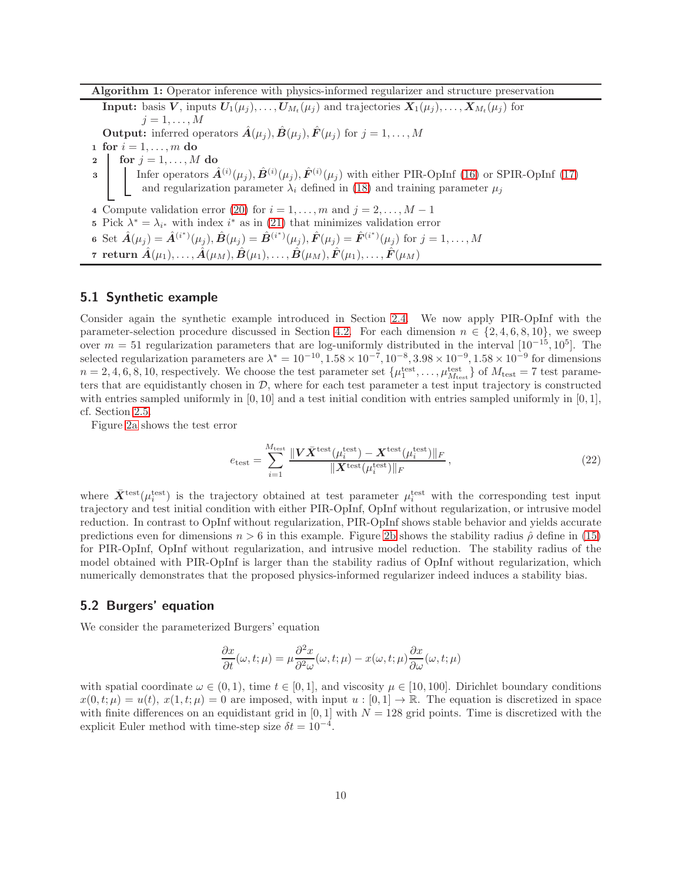**Algorithm 1:** Operator inference with physics-informed regularizer and structure preservation

**Input:** basis $\boldsymbol{V}$, inputs $\boldsymbol{U}_1(\mu_j), \dots, \boldsymbol{U}_{M_t}(\mu_j)$ and trajectories $\boldsymbol{X}_1(\mu_j), \dots, \boldsymbol{X}_{M_t}(\mu_j)$ for $j = 1, \dots, M$

**Output:** inferred operators $\hat{\boldsymbol{A}}(\mu_j), \hat{\boldsymbol{B}}(\mu_j), \hat{\boldsymbol{F}}(\mu_j)$ for $j = 1, \dots, M$

```
1 for i = 1, ..., m do
2 |  for j = 1, ..., M do
3 |  |  Infer operators Â^(i)(μ_j), B̂^(i)(μ_j), F̂^(i)(μ_j) with either PIR-OpInf (16) or SPIR-OpInf (17)
   |  |  and regularization parameter λ_i defined in (18) and training parameter μ_j
4 Compute validation error (20) for i = 1, ..., m and j = 2, ..., M − 1
5 Pick λ* = λ_{i*} with index i* as in (21) that minimizes validation error
6 Set Â(μ_j) = Â^(i*)(μ_j), B̂(μ_j) = B̂^(i*)(μ_j), F̂(μ_j) = F̂^(i*)(μ_j) for j = 1, ..., M
7 return Â(μ_1), ..., Â(μ_M), B̂(μ_1), ..., B̂(μ_M), F̂(μ_1), ..., F̂(μ_M)
```

### 5.1 Synthetic example

Consider again the synthetic example introduced in Section 2.4. We now apply PIR-OpInf with the parameter-selection procedure discussed in Section 4.2. For each dimension $n \in \{2, 4, 6, 8, 10\}$, we sweep over $m = 51$ regularization parameters that are log-uniformly distributed in the interval $[10^{-15}, 10^5]$. The selected regularization parameters are $\lambda^* = 10^{-10}, 1.58 \times 10^{-7}, 10^{-8}, 3.98 \times 10^{-9}, 1.58 \times 10^{-9}$ for dimensions $n = 2, 4, 6, 8, 10$, respectively. We choose the test parameter set $\{\mu_1^{\text{test}}, \dots, \mu_{M_{\text{test}}}^{\text{test}}\}$ of $M_{\text{test}} = 7$ test parameters that are equidistantly chosen in $\mathcal{D}$, where for each test parameter a test input trajectory is constructed with entries sampled uniformly in $[0, 10]$ and a test initial condition with entries sampled uniformly in $[0, 1]$, cf. Section 2.5.

Figure 2a shows the test error

$$
e_{\text{test}} = \sum_{i=1}^{M_{\text{test}}} \frac{\|\boldsymbol{V}\tilde{\boldsymbol{X}}^{\text{test}}(\mu_i^{\text{test}}) - \boldsymbol{X}^{\text{test}}(\mu_i^{\text{test}})\|_F}{\|\boldsymbol{X}^{\text{test}}(\mu_i^{\text{test}})\|_F}, \tag{22}
$$

where $\tilde{\boldsymbol{X}}^{\text{test}}(\mu_i^{\text{test}})$ is the trajectory obtained at test parameter $\mu_i^{\text{test}}$ with the corresponding test input trajectory and test initial condition with either PIR-OpInf, OpInf without regularization, or intrusive model reduction. In contrast to OpInf without regularization, PIR-OpInf shows stable behavior and yields accurate predictions even for dimensions $n > 6$ in this example. Figure 2b shows the stability radius $\hat{\rho}$ define in (15) for PIR-OpInf, OpInf without regularization, and intrusive model reduction. The stability radius of the model obtained with PIR-OpInf is larger than the stability radius of OpInf without regularization, which numerically demonstrates that the proposed physics-informed regularizer indeed induces a stability bias.

### 5.2 Burgers' equation

We consider the parameterized Burgers' equation

$$
\frac{\partial x}{\partial t}(\omega, t; \mu) = \mu \frac{\partial^2 x}{\partial^2 \omega}(\omega, t; \mu) - x(\omega, t; \mu)\frac{\partial x}{\partial \omega}(\omega, t; \mu)
$$

with spatial coordinate $\omega \in (0, 1)$, time $t \in [0, 1]$, and viscosity $\mu \in [10, 100]$. Dirichlet boundary conditions $x(0, t; \mu) = u(t)$, $x(1, t; \mu) = 0$ are imposed, with input $u : [0, 1] \to \mathbb{R}$. The equation is discretized in space with finite differences on an equidistant grid in $[0, 1]$ with $N = 128$ grid points. Time is discretized with the explicit Euler method with time-step size $\delta t = 10^{-4}$.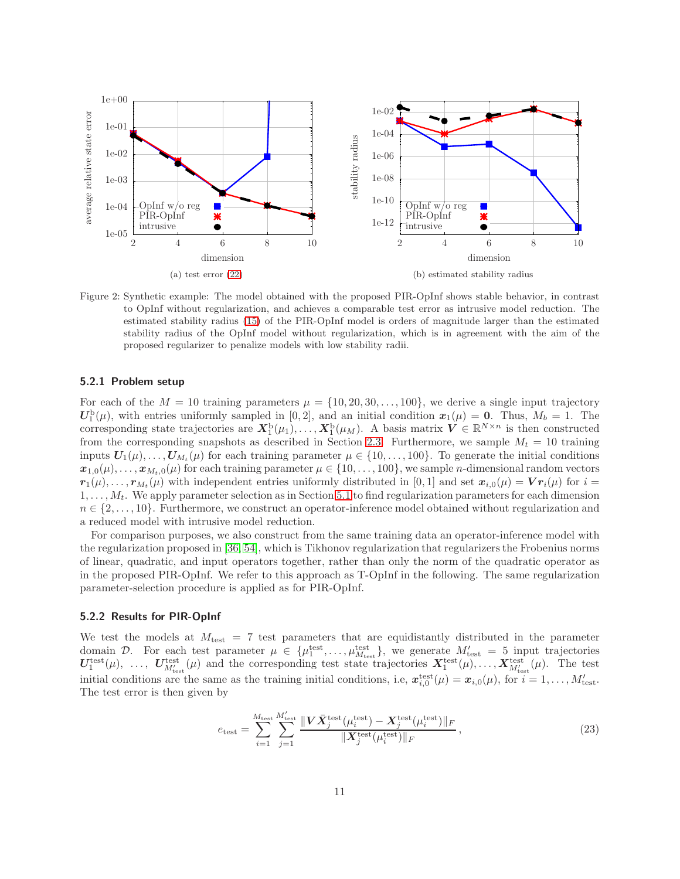(a) test error (22)

(b) estimated stability radius

Figure 2: Synthetic example: The model obtained with the proposed PIR-OpInf shows stable behavior, in contrast to OpInf without regularization, and achieves a comparable test error as intrusive model reduction. The estimated stability radius (15) of the PIR-OpInf model is orders of magnitude larger than the estimated stability radius of the OpInf model without regularization, which is in agreement with the aim of the proposed regularizer to penalize models with low stability radii.

### 5.2.1 Problem setup

For each of the $M = 10$ training parameters $\mu = \{10, 20, 30, \dots, 100\}$, we derive a single input trajectory $\boldsymbol{U}_1^{\mathrm{b}}(\mu)$, with entries uniformly sampled in $[0, 2]$, and an initial condition $\boldsymbol{x}_1(\mu) = \boldsymbol{0}$. Thus, $M_b = 1$. The corresponding state trajectories are $\boldsymbol{X}_1^{\mathrm{b}}(\mu_1), \dots, \boldsymbol{X}_1^{\mathrm{b}}(\mu_M)$. A basis matrix $\boldsymbol{V} \in \mathbb{R}^{N \times n}$ is then constructed from the corresponding snapshots as described in Section 2.3. Furthermore, we sample $M_t = 10$ training inputs $\boldsymbol{U}_1(\mu), \dots, \boldsymbol{U}_{M_t}(\mu)$ for each training parameter $\mu \in \{10, \dots, 100\}$. To generate the initial conditions $\boldsymbol{x}_{1,0}(\mu), \dots, \boldsymbol{x}_{M_t,0}(\mu)$ for each training parameter $\mu \in \{10, \dots, 100\}$, we sample $n$-dimensional random vectors $\boldsymbol{r}_1(\mu), \dots, \boldsymbol{r}_{M_t}(\mu)$ with independent entries uniformly distributed in $[0, 1]$ and set $\boldsymbol{x}_{i,0}(\mu) = \boldsymbol{V}\boldsymbol{r}_i(\mu)$ for $i = 1, \dots, M_t$. We apply parameter selection as in Section 5.1 to find regularization parameters for each dimension $n \in \{2, \dots, 10\}$. Furthermore, we construct an operator-inference model obtained without regularization and a reduced model with intrusive model reduction.

For comparison purposes, we also construct from the same training data an operator-inference model with the regularization proposed in [36, 54], which is Tikhonov regularization that regularizers the Frobenius norms of linear, quadratic, and input operators together, rather than only the norm of the quadratic operator as in the proposed PIR-OpInf. We refer to this approach as T-OpInf in the following. The same regularization parameter-selection procedure is applied as for PIR-OpInf.

### 5.2.2 Results for PIR-OpInf

We test the models at $M_{\text{test}} = 7$ test parameters that are equidistantly distributed in the parameter domain $\mathcal{D}$. For each test parameter $\mu \in \{\mu_1^{\text{test}}, \dots, \mu_{M_{\text{test}}}^{\text{test}}\}$, we generate $M'_{\text{test}} = 5$ input trajectories $\boldsymbol{U}_1^{\text{test}}(\mu), \dots, \boldsymbol{U}_{M'_{\text{test}}}^{\text{test}}(\mu)$ and the corresponding test state trajectories $\boldsymbol{X}_1^{\text{test}}(\mu), \dots, \boldsymbol{X}_{M'_{\text{test}}}^{\text{test}}(\mu)$. The test initial conditions are the same as the training initial conditions, i.e, $\boldsymbol{x}_{i,0}^{\text{test}}(\mu) = \boldsymbol{x}_{i,0}(\mu)$, for $i = 1, \dots, M'_{\text{test}}$. The test error is then given by

$$
e_{\text{test}} = \sum_{i=1}^{M_{\text{test}}} \sum_{j=1}^{M'_{\text{test}}} \frac{\|\boldsymbol{V}\bar{\boldsymbol{X}}_j^{\text{test}}(\mu_i^{\text{test}}) - \boldsymbol{X}_j^{\text{test}}(\mu_i^{\text{test}})\|_F}{\|\boldsymbol{X}_j^{\text{test}}(\mu_i^{\text{test}})\|_F}, \tag{23}
$$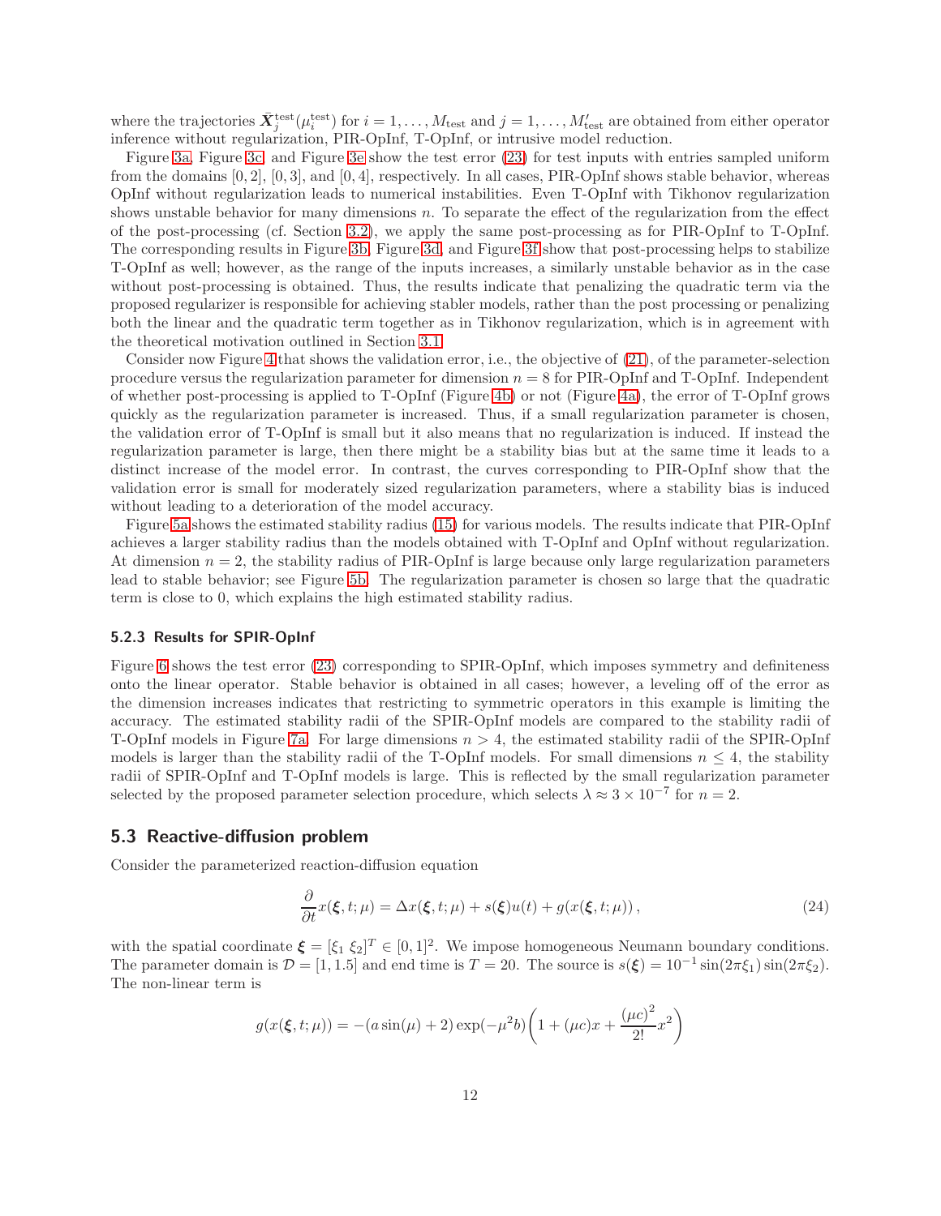where the trajectories $\bar{\boldsymbol{X}}_j^{\text{test}}(\mu_i^{\text{test}})$ for $i = 1, \ldots, M_{\text{test}}$ and $j = 1, \ldots, M'_{\text{test}}$ are obtained from either operator inference without regularization, PIR-OpInf, T-OpInf, or intrusive model reduction.

Figure 3a, Figure 3c, and Figure 3e show the test error (23) for test inputs with entries sampled uniform from the domains $[0, 2]$, $[0, 3]$, and $[0, 4]$, respectively. In all cases, PIR-OpInf shows stable behavior, whereas OpInf without regularization leads to numerical instabilities. Even T-OpInf with Tikhonov regularization shows unstable behavior for many dimensions $n$. To separate the effect of the regularization from the effect of the post-processing (cf. Section 3.2), we apply the same post-processing as for PIR-OpInf to T-OpInf. The corresponding results in Figure 3b, Figure 3d, and Figure 3f show that post-processing helps to stabilize T-OpInf as well; however, as the range of the inputs increases, a similarly unstable behavior as in the case without post-processing is obtained. Thus, the results indicate that penalizing the quadratic term via the proposed regularizer is responsible for achieving stabler models, rather than the post processing or penalizing both the linear and the quadratic term together as in Tikhonov regularization, which is in agreement with the theoretical motivation outlined in Section 3.1.

Consider now Figure 4 that shows the validation error, i.e., the objective of (21), of the parameter-selection procedure versus the regularization parameter for dimension $n = 8$ for PIR-OpInf and T-OpInf. Independent of whether post-processing is applied to T-OpInf (Figure 4b) or not (Figure 4a), the error of T-OpInf grows quickly as the regularization parameter is increased. Thus, if a small regularization parameter is chosen, the validation error of T-OpInf is small but it also means that no regularization is induced. If instead the regularization parameter is large, then there might be a stability bias but at the same time it leads to a distinct increase of the model error. In contrast, the curves corresponding to PIR-OpInf show that the validation error is small for moderately sized regularization parameters, where a stability bias is induced without leading to a deterioration of the model accuracy.

Figure 5a shows the estimated stability radius (15) for various models. The results indicate that PIR-OpInf achieves a larger stability radius than the models obtained with T-OpInf and OpInf without regularization. At dimension $n = 2$, the stability radius of PIR-OpInf is large because only large regularization parameters lead to stable behavior; see Figure 5b. The regularization parameter is chosen so large that the quadratic term is close to 0, which explains the high estimated stability radius.

#### 5.2.3 Results for SPIR-OpInf

Figure 6 shows the test error (23) corresponding to SPIR-OpInf, which imposes symmetry and definiteness onto the linear operator. Stable behavior is obtained in all cases; however, a leveling off of the error as the dimension increases indicates that restricting to symmetric operators in this example is limiting the accuracy. The estimated stability radii of the SPIR-OpInf models are compared to the stability radii of T-OpInf models in Figure 7a. For large dimensions $n > 4$, the estimated stability radii of the SPIR-OpInf models is larger than the stability radii of the T-OpInf models. For small dimensions $n \leq 4$, the stability radii of SPIR-OpInf and T-OpInf models is large. This is reflected by the small regularization parameter selected by the proposed parameter selection procedure, which selects $\lambda \approx 3 \times 10^{-7}$ for $n = 2$.

### 5.3 Reactive-diffusion problem

Consider the parameterized reaction-diffusion equation

$$\frac{\partial}{\partial t} x(\boldsymbol{\xi}, t; \mu) = \Delta x(\boldsymbol{\xi}, t; \mu) + s(\boldsymbol{\xi}) u(t) + g(x(\boldsymbol{\xi}, t; \mu)), \tag{24}$$

with the spatial coordinate $\boldsymbol{\xi} = [\xi_1 \; \xi_2]^T \in [0, 1]^2$. We impose homogeneous Neumann boundary conditions. The parameter domain is $\mathcal{D} = [1, 1.5]$ and end time is $T = 20$. The source is $s(\boldsymbol{\xi}) = 10^{-1} \sin(2\pi\xi_1) \sin(2\pi\xi_2)$. The non-linear term is

$$g(x(\boldsymbol{\xi}, t; \mu)) = -(a \sin(\mu) + 2) \exp(-\mu^2 b) \left( 1 + (\mu c) x + \frac{(\mu c)^2}{2!} x^2 \right)$$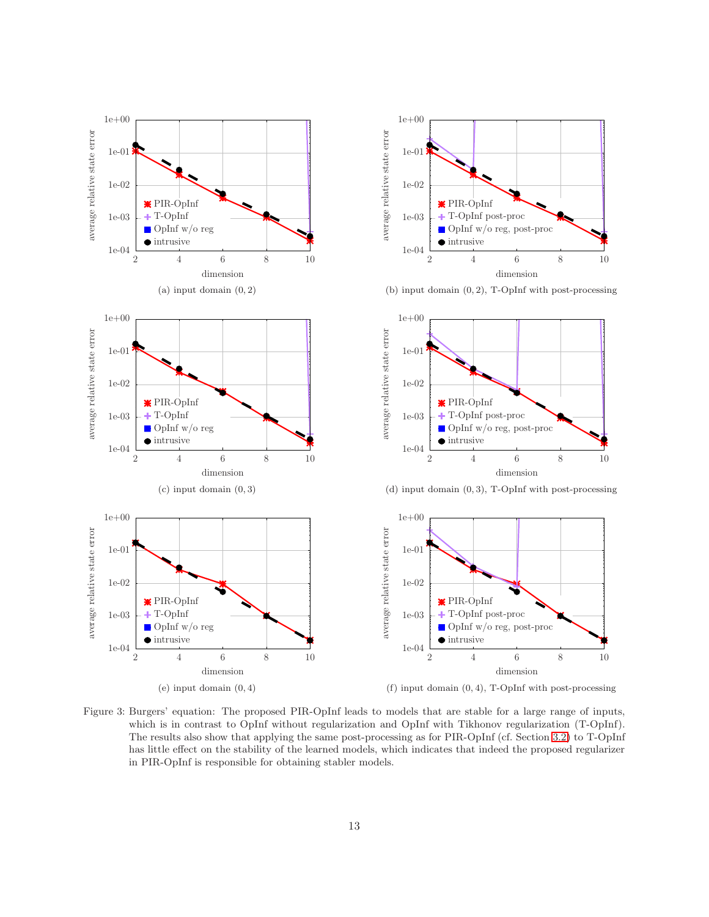(a) input domain $(0, 2)$

(b) input domain $(0, 2)$, T-OpInf with post-processing

(c) input domain $(0, 3)$

(d) input domain $(0, 3)$, T-OpInf with post-processing

(e) input domain $(0, 4)$

(f) input domain $(0, 4)$, T-OpInf with post-processing

Figure 3: Burgers' equation: The proposed PIR-OpInf leads to models that are stable for a large range of inputs, which is in contrast to OpInf without regularization and OpInf with Tikhonov regularization (T-OpInf). The results also show that applying the same post-processing as for PIR-OpInf (cf. Section 3.2) to T-OpInf has little effect on the stability of the learned models, which indicates that indeed the proposed regularizer in PIR-OpInf is responsible for obtaining stabler models.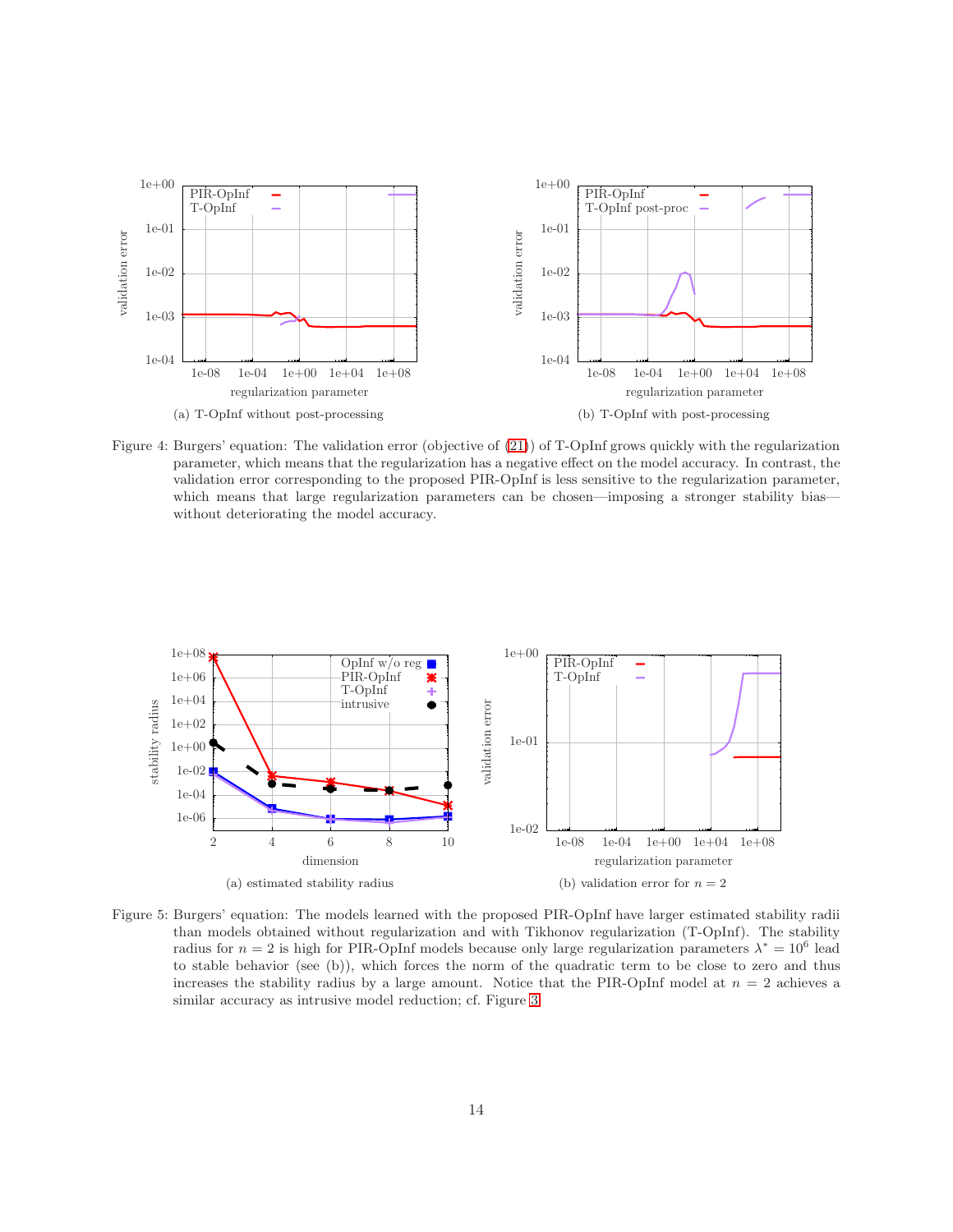Figure 4: Burgers' equation: The validation error (objective of (21)) of T-OpInf grows quickly with the regularization parameter, which means that the regularization has a negative effect on the model accuracy. In contrast, the validation error corresponding to the proposed PIR-OpInf is less sensitive to the regularization parameter, which means that large regularization parameters can be chosen—imposing a stronger stability bias—without deteriorating the model accuracy.

(a) T-OpInf without post-processing

(b) T-OpInf with post-processing

(a) estimated stability radius

(b) validation error for $n = 2$

Figure 5: Burgers' equation: The models learned with the proposed PIR-OpInf have larger estimated stability radii than models obtained without regularization and with Tikhonov regularization (T-OpInf). The stability radius for $n = 2$ is high for PIR-OpInf models because only large regularization parameters $\lambda^* = 10^6$ lead to stable behavior (see (b)), which forces the norm of the quadratic term to be close to zero and thus increases the stability radius by a large amount. Notice that the PIR-OpInf model at $n = 2$ achieves a similar accuracy as intrusive model reduction; cf. Figure 3.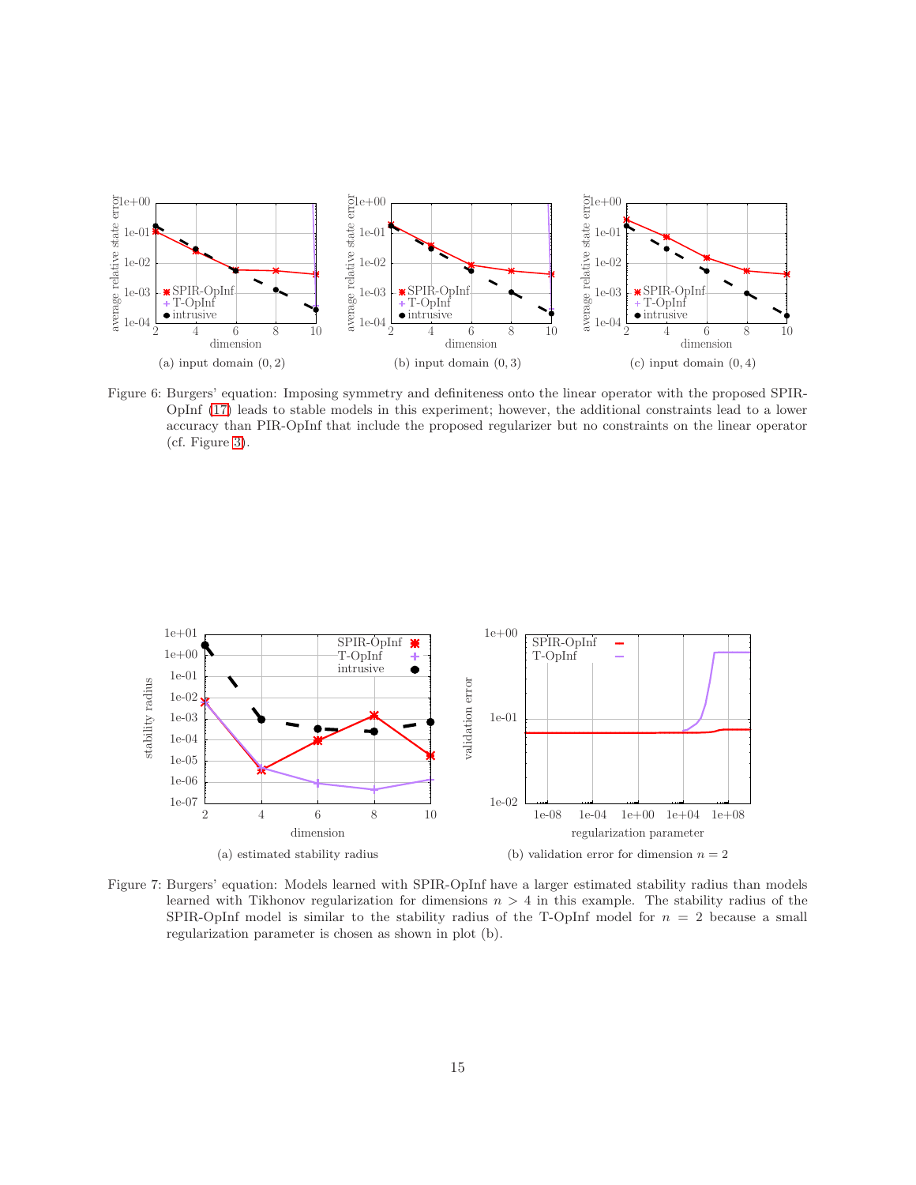(a) input domain $(0, 2)$

(b) input domain $(0, 3)$

(c) input domain $(0, 4)$

Figure 6: Burgers' equation: Imposing symmetry and definiteness onto the linear operator with the proposed SPIR-OpInf (17) leads to stable models in this experiment; however, the additional constraints lead to a lower accuracy than PIR-OpInf that include the proposed regularizer but no constraints on the linear operator (cf. Figure 3).

(a) estimated stability radius

(b) validation error for dimension $n = 2$

Figure 7: Burgers' equation: Models learned with SPIR-OpInf have a larger estimated stability radius than models learned with Tikhonov regularization for dimensions $n > 4$ in this example. The stability radius of the SPIR-OpInf model is similar to the stability radius of the T-OpInf model for $n = 2$ because a small regularization parameter is chosen as shown in plot (b).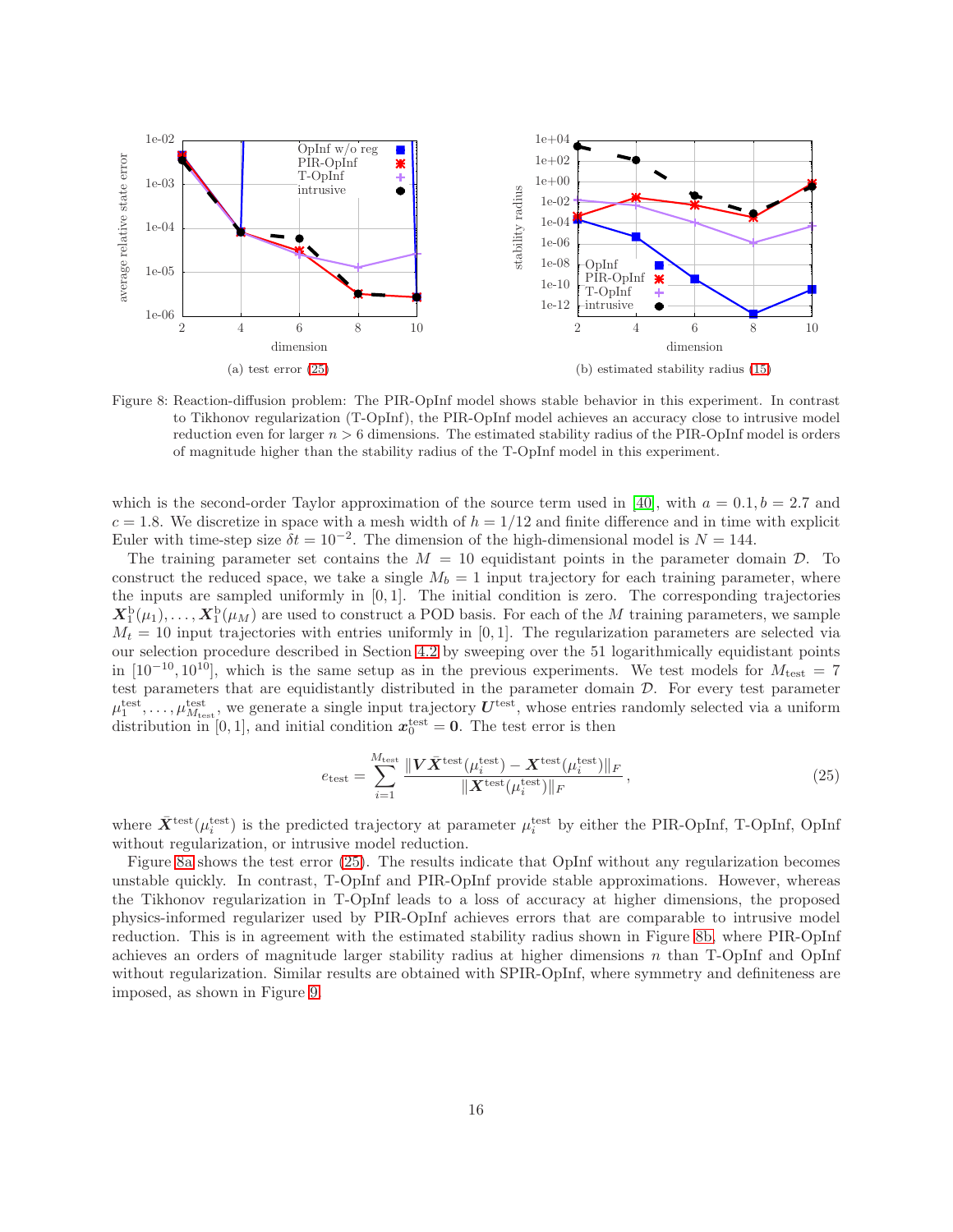(a) test error (25)

(b) estimated stability radius (15)

Figure 8: Reaction-diffusion problem: The PIR-OpInf model shows stable behavior in this experiment. In contrast to Tikhonov regularization (T-OpInf), the PIR-OpInf model achieves an accuracy close to intrusive model reduction even for larger $n > 6$ dimensions. The estimated stability radius of the PIR-OpInf model is orders of magnitude higher than the stability radius of the T-OpInf model in this experiment.

which is the second-order Taylor approximation of the source term used in [40], with $a = 0.1, b = 2.7$ and $c = 1.8$. We discretize in space with a mesh width of $h = 1/12$ and finite difference and in time with explicit Euler with time-step size $\delta t = 10^{-2}$. The dimension of the high-dimensional model is $N = 144$.

The training parameter set contains the $M = 10$ equidistant points in the parameter domain $\mathcal{D}$. To construct the reduced space, we take a single $M_b = 1$ input trajectory for each training parameter, where the inputs are sampled uniformly in $[0, 1]$. The initial condition is zero. The corresponding trajectories $\boldsymbol{X}_1^{\text{b}}(\mu_1), \dots, \boldsymbol{X}_1^{\text{b}}(\mu_M)$ are used to construct a POD basis. For each of the $M$ training parameters, we sample $M_t = 10$ input trajectories with entries uniformly in $[0, 1]$. The regularization parameters are selected via our selection procedure described in Section 4.2 by sweeping over the 51 logarithmically equidistant points in $[10^{-10}, 10^{10}]$, which is the same setup as in the previous experiments. We test models for $M_{\text{test}} = 7$ test parameters that are equidistantly distributed in the parameter domain $\mathcal{D}$. For every test parameter $\mu_1^{\text{test}}, \dots, \mu_{M_{\text{test}}}^{\text{test}}$, we generate a single input trajectory $\boldsymbol{U}^{\text{test}}$, whose entries randomly selected via a uniform distribution in $[0, 1]$, and initial condition $\boldsymbol{x}_0^{\text{test}} = \boldsymbol{0}$. The test error is then

$$e_{\text{test}} = \sum_{i=1}^{M_{\text{test}}} \frac{\|\boldsymbol{V}\bar{\boldsymbol{X}}^{\text{test}}(\mu_i^{\text{test}}) - \boldsymbol{X}^{\text{test}}(\mu_i^{\text{test}})\|_F}{\|\boldsymbol{X}^{\text{test}}(\mu_i^{\text{test}})\|_F}, \tag{25}$$

where $\bar{\boldsymbol{X}}^{\text{test}}(\mu_i^{\text{test}})$ is the predicted trajectory at parameter $\mu_i^{\text{test}}$ by either the PIR-OpInf, T-OpInf, OpInf without regularization, or intrusive model reduction.

Figure 8a shows the test error (25). The results indicate that OpInf without any regularization becomes unstable quickly. In contrast, T-OpInf and PIR-OpInf provide stable approximations. However, whereas the Tikhonov regularization in T-OpInf leads to a loss of accuracy at higher dimensions, the proposed physics-informed regularizer used by PIR-OpInf achieves errors that are comparable to intrusive model reduction. This is in agreement with the estimated stability radius shown in Figure 8b, where PIR-OpInf achieves an orders of magnitude larger stability radius at higher dimensions $n$ than T-OpInf and OpInf without regularization. Similar results are obtained with SPIR-OpInf, where symmetry and definiteness are imposed, as shown in Figure 9.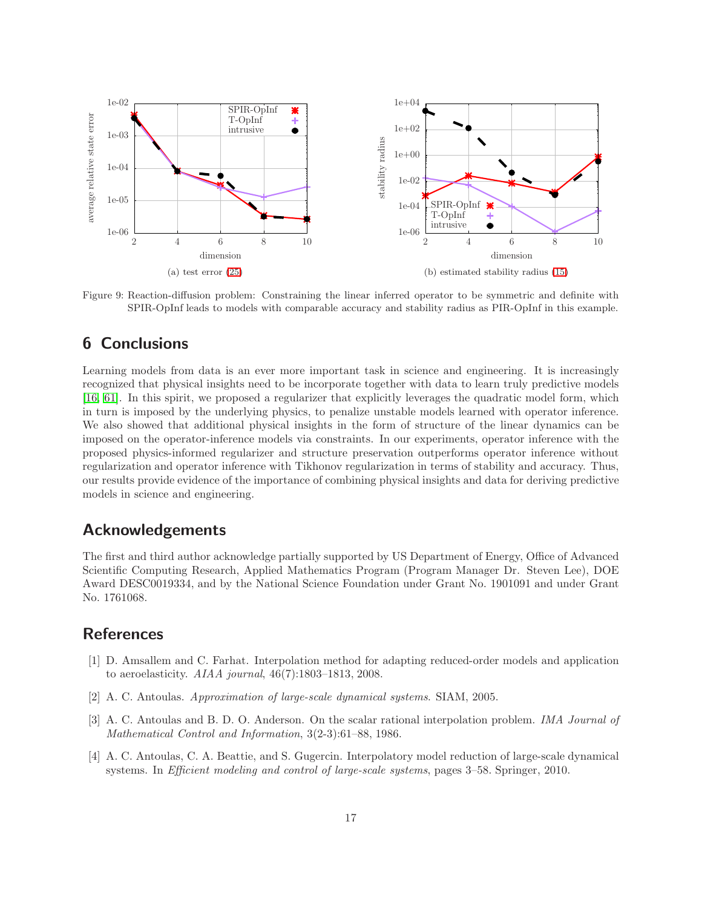(a) test error (25)

(b) estimated stability radius (15)

Figure 9: Reaction-diffusion problem: Constraining the linear inferred operator to be symmetric and definite with SPIR-OpInf leads to models with comparable accuracy and stability radius as PIR-OpInf in this example.

## 6 Conclusions

Learning models from data is an ever more important task in science and engineering. It is increasingly recognized that physical insights need to be incorporate together with data to learn truly predictive models [16, 61]. In this spirit, we proposed a regularizer that explicitly leverages the quadratic model form, which in turn is imposed by the underlying physics, to penalize unstable models learned with operator inference. We also showed that additional physical insights in the form of structure of the linear dynamics can be imposed on the operator-inference models via constraints. In our experiments, operator inference with the proposed physics-informed regularizer and structure preservation outperforms operator inference without regularization and operator inference with Tikhonov regularization in terms of stability and accuracy. Thus, our results provide evidence of the importance of combining physical insights and data for deriving predictive models in science and engineering.

## Acknowledgements

The first and third author acknowledge partially supported by US Department of Energy, Office of Advanced Scientific Computing Research, Applied Mathematics Program (Program Manager Dr. Steven Lee), DOE Award DESC0019334, and by the National Science Foundation under Grant No. 1901091 and under Grant No. 1761068.

## References

[1] D. Amsallem and C. Farhat. Interpolation method for adapting reduced-order models and application to aeroelasticity. *AIAA journal*, 46(7):1803–1813, 2008.

[2] A. C. Antoulas. *Approximation of large-scale dynamical systems*. SIAM, 2005.

[3] A. C. Antoulas and B. D. O. Anderson. On the scalar rational interpolation problem. *IMA Journal of Mathematical Control and Information*, 3(2-3):61–88, 1986.

[4] A. C. Antoulas, C. A. Beattie, and S. Gugercin. Interpolatory model reduction of large-scale dynamical systems. In *Efficient modeling and control of large-scale systems*, pages 3–58. Springer, 2010.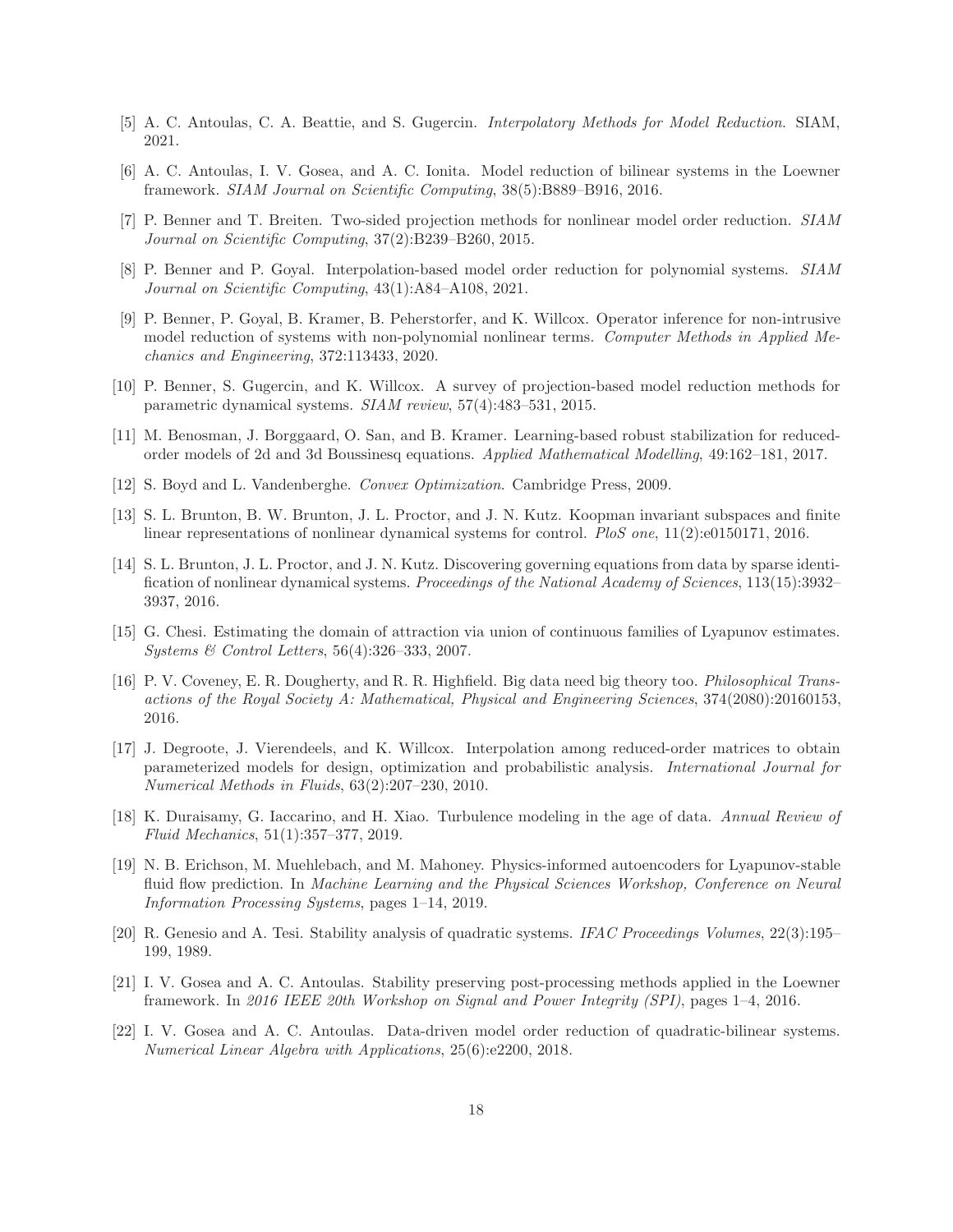[5] A. C. Antoulas, C. A. Beattie, and S. Gugercin. *Interpolatory Methods for Model Reduction*. SIAM, 2021.

[6] A. C. Antoulas, I. V. Gosea, and A. C. Ionita. Model reduction of bilinear systems in the Loewner framework. *SIAM Journal on Scientific Computing*, 38(5):B889–B916, 2016.

[7] P. Benner and T. Breiten. Two-sided projection methods for nonlinear model order reduction. *SIAM Journal on Scientific Computing*, 37(2):B239–B260, 2015.

[8] P. Benner and P. Goyal. Interpolation-based model order reduction for polynomial systems. *SIAM Journal on Scientific Computing*, 43(1):A84–A108, 2021.

[9] P. Benner, P. Goyal, B. Kramer, B. Peherstorfer, and K. Willcox. Operator inference for non-intrusive model reduction of systems with non-polynomial nonlinear terms. *Computer Methods in Applied Mechanics and Engineering*, 372:113433, 2020.

[10] P. Benner, S. Gugercin, and K. Willcox. A survey of projection-based model reduction methods for parametric dynamical systems. *SIAM review*, 57(4):483–531, 2015.

[11] M. Benosman, J. Borggaard, O. San, and B. Kramer. Learning-based robust stabilization for reduced-order models of 2d and 3d Boussinesq equations. *Applied Mathematical Modelling*, 49:162–181, 2017.

[12] S. Boyd and L. Vandenberghe. *Convex Optimization*. Cambridge Press, 2009.

[13] S. L. Brunton, B. W. Brunton, J. L. Proctor, and J. N. Kutz. Koopman invariant subspaces and finite linear representations of nonlinear dynamical systems for control. *PloS one*, 11(2):e0150171, 2016.

[14] S. L. Brunton, J. L. Proctor, and J. N. Kutz. Discovering governing equations from data by sparse identification of nonlinear dynamical systems. *Proceedings of the National Academy of Sciences*, 113(15):3932–3937, 2016.

[15] G. Chesi. Estimating the domain of attraction via union of continuous families of Lyapunov estimates. *Systems & Control Letters*, 56(4):326–333, 2007.

[16] P. V. Coveney, E. R. Dougherty, and R. R. Highfield. Big data need big theory too. *Philosophical Transactions of the Royal Society A: Mathematical, Physical and Engineering Sciences*, 374(2080):20160153, 2016.

[17] J. Degroote, J. Vierendeels, and K. Willcox. Interpolation among reduced-order matrices to obtain parameterized models for design, optimization and probabilistic analysis. *International Journal for Numerical Methods in Fluids*, 63(2):207–230, 2010.

[18] K. Duraisamy, G. Iaccarino, and H. Xiao. Turbulence modeling in the age of data. *Annual Review of Fluid Mechanics*, 51(1):357–377, 2019.

[19] N. B. Erichson, M. Muehlebach, and M. Mahoney. Physics-informed autoencoders for Lyapunov-stable fluid flow prediction. In *Machine Learning and the Physical Sciences Workshop, Conference on Neural Information Processing Systems*, pages 1–14, 2019.

[20] R. Genesio and A. Tesi. Stability analysis of quadratic systems. *IFAC Proceedings Volumes*, 22(3):195–199, 1989.

[21] I. V. Gosea and A. C. Antoulas. Stability preserving post-processing methods applied in the Loewner framework. In *2016 IEEE 20th Workshop on Signal and Power Integrity (SPI)*, pages 1–4, 2016.

[22] I. V. Gosea and A. C. Antoulas. Data-driven model order reduction of quadratic-bilinear systems. *Numerical Linear Algebra with Applications*, 25(6):e2200, 2018.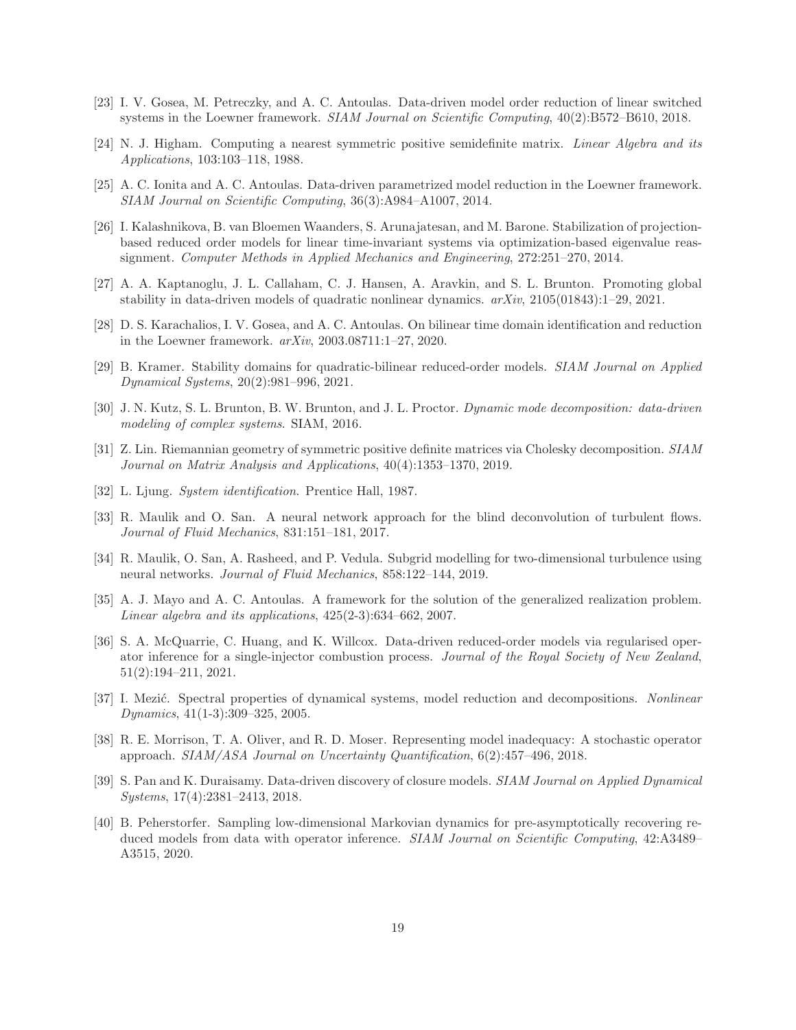[23] I. V. Gosea, M. Petreczky, and A. C. Antoulas. Data-driven model order reduction of linear switched systems in the Loewner framework. *SIAM Journal on Scientific Computing*, 40(2):B572–B610, 2018.

[24] N. J. Higham. Computing a nearest symmetric positive semidefinite matrix. *Linear Algebra and its Applications*, 103:103–118, 1988.

[25] A. C. Ionita and A. C. Antoulas. Data-driven parametrized model reduction in the Loewner framework. *SIAM Journal on Scientific Computing*, 36(3):A984–A1007, 2014.

[26] I. Kalashnikova, B. van Bloemen Waanders, S. Arunajatesan, and M. Barone. Stabilization of projection-based reduced order models for linear time-invariant systems via optimization-based eigenvalue reassignment. *Computer Methods in Applied Mechanics and Engineering*, 272:251–270, 2014.

[27] A. A. Kaptanoglu, J. L. Callaham, C. J. Hansen, A. Aravkin, and S. L. Brunton. Promoting global stability in data-driven models of quadratic nonlinear dynamics. *arXiv*, 2105(01843):1–29, 2021.

[28] D. S. Karachalios, I. V. Gosea, and A. C. Antoulas. On bilinear time domain identification and reduction in the Loewner framework. *arXiv*, 2003.08711:1–27, 2020.

[29] B. Kramer. Stability domains for quadratic-bilinear reduced-order models. *SIAM Journal on Applied Dynamical Systems*, 20(2):981–996, 2021.

[30] J. N. Kutz, S. L. Brunton, B. W. Brunton, and J. L. Proctor. *Dynamic mode decomposition: data-driven modeling of complex systems*. SIAM, 2016.

[31] Z. Lin. Riemannian geometry of symmetric positive definite matrices via Cholesky decomposition. *SIAM Journal on Matrix Analysis and Applications*, 40(4):1353–1370, 2019.

[32] L. Ljung. *System identification*. Prentice Hall, 1987.

[33] R. Maulik and O. San. A neural network approach for the blind deconvolution of turbulent flows. *Journal of Fluid Mechanics*, 831:151–181, 2017.

[34] R. Maulik, O. San, A. Rasheed, and P. Vedula. Subgrid modelling for two-dimensional turbulence using neural networks. *Journal of Fluid Mechanics*, 858:122–144, 2019.

[35] A. J. Mayo and A. C. Antoulas. A framework for the solution of the generalized realization problem. *Linear algebra and its applications*, 425(2-3):634–662, 2007.

[36] S. A. McQuarrie, C. Huang, and K. Willcox. Data-driven reduced-order models via regularised operator inference for a single-injector combustion process. *Journal of the Royal Society of New Zealand*, 51(2):194–211, 2021.

[37] I. Mezić. Spectral properties of dynamical systems, model reduction and decompositions. *Nonlinear Dynamics*, 41(1-3):309–325, 2005.

[38] R. E. Morrison, T. A. Oliver, and R. D. Moser. Representing model inadequacy: A stochastic operator approach. *SIAM/ASA Journal on Uncertainty Quantification*, 6(2):457–496, 2018.

[39] S. Pan and K. Duraisamy. Data-driven discovery of closure models. *SIAM Journal on Applied Dynamical Systems*, 17(4):2381–2413, 2018.

[40] B. Peherstorfer. Sampling low-dimensional Markovian dynamics for pre-asymptotically recovering reduced models from data with operator inference. *SIAM Journal on Scientific Computing*, 42:A3489–A3515, 2020.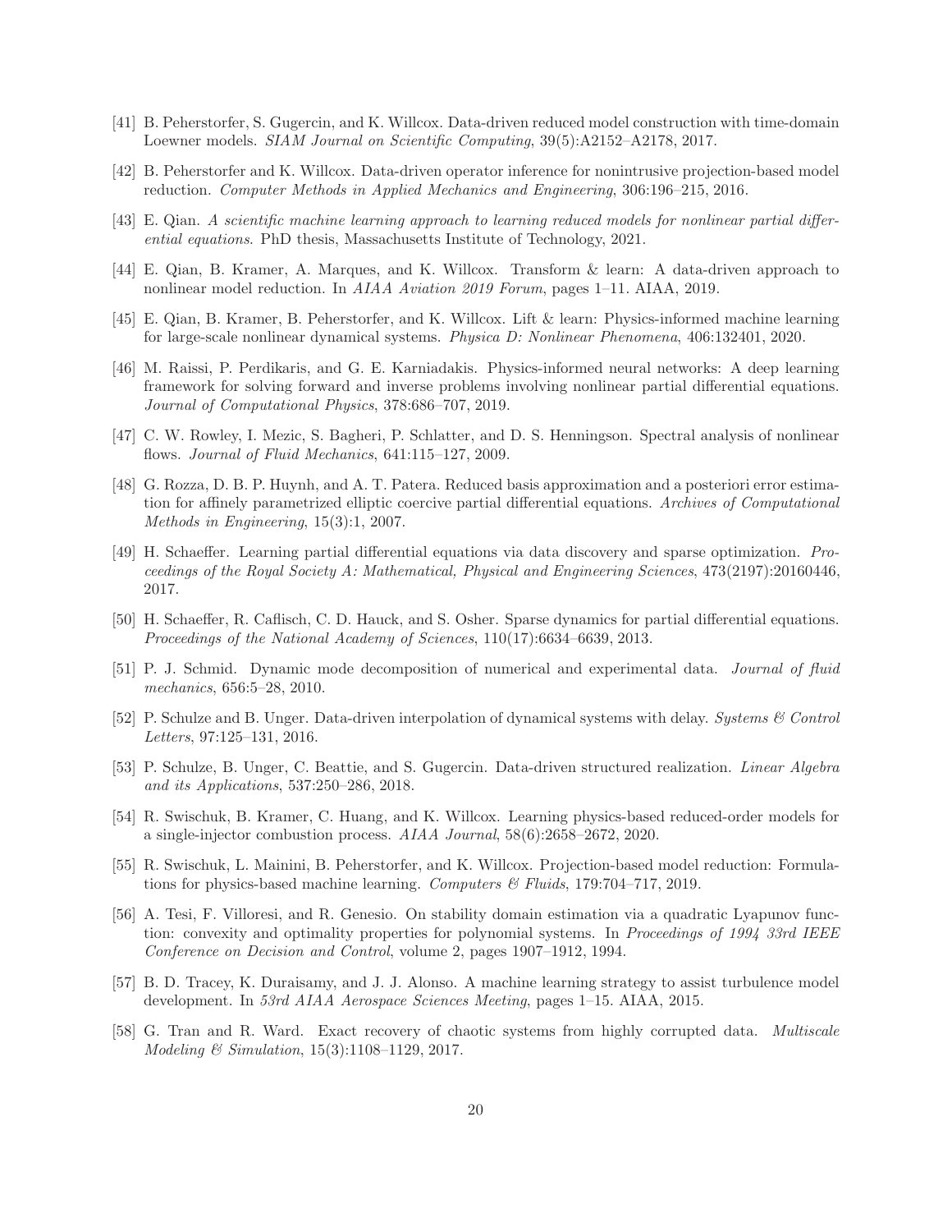[41] B. Peherstorfer, S. Gugercin, and K. Willcox. Data-driven reduced model construction with time-domain Loewner models. *SIAM Journal on Scientific Computing*, 39(5):A2152–A2178, 2017.

[42] B. Peherstorfer and K. Willcox. Data-driven operator inference for nonintrusive projection-based model reduction. *Computer Methods in Applied Mechanics and Engineering*, 306:196–215, 2016.

[43] E. Qian. *A scientific machine learning approach to learning reduced models for nonlinear partial differential equations*. PhD thesis, Massachusetts Institute of Technology, 2021.

[44] E. Qian, B. Kramer, A. Marques, and K. Willcox. Transform & learn: A data-driven approach to nonlinear model reduction. In *AIAA Aviation 2019 Forum*, pages 1–11. AIAA, 2019.

[45] E. Qian, B. Kramer, B. Peherstorfer, and K. Willcox. Lift & learn: Physics-informed machine learning for large-scale nonlinear dynamical systems. *Physica D: Nonlinear Phenomena*, 406:132401, 2020.

[46] M. Raissi, P. Perdikaris, and G. E. Karniadakis. Physics-informed neural networks: A deep learning framework for solving forward and inverse problems involving nonlinear partial differential equations. *Journal of Computational Physics*, 378:686–707, 2019.

[47] C. W. Rowley, I. Mezic, S. Bagheri, P. Schlatter, and D. S. Henningson. Spectral analysis of nonlinear flows. *Journal of Fluid Mechanics*, 641:115–127, 2009.

[48] G. Rozza, D. B. P. Huynh, and A. T. Patera. Reduced basis approximation and a posteriori error estimation for affinely parametrized elliptic coercive partial differential equations. *Archives of Computational Methods in Engineering*, 15(3):1, 2007.

[49] H. Schaeffer. Learning partial differential equations via data discovery and sparse optimization. *Proceedings of the Royal Society A: Mathematical, Physical and Engineering Sciences*, 473(2197):20160446, 2017.

[50] H. Schaeffer, R. Caflisch, C. D. Hauck, and S. Osher. Sparse dynamics for partial differential equations. *Proceedings of the National Academy of Sciences*, 110(17):6634–6639, 2013.

[51] P. J. Schmid. Dynamic mode decomposition of numerical and experimental data. *Journal of fluid mechanics*, 656:5–28, 2010.

[52] P. Schulze and B. Unger. Data-driven interpolation of dynamical systems with delay. *Systems & Control Letters*, 97:125–131, 2016.

[53] P. Schulze, B. Unger, C. Beattie, and S. Gugercin. Data-driven structured realization. *Linear Algebra and its Applications*, 537:250–286, 2018.

[54] R. Swischuk, B. Kramer, C. Huang, and K. Willcox. Learning physics-based reduced-order models for a single-injector combustion process. *AIAA Journal*, 58(6):2658–2672, 2020.

[55] R. Swischuk, L. Mainini, B. Peherstorfer, and K. Willcox. Projection-based model reduction: Formulations for physics-based machine learning. *Computers & Fluids*, 179:704–717, 2019.

[56] A. Tesi, F. Villoresi, and R. Genesio. On stability domain estimation via a quadratic Lyapunov function: convexity and optimality properties for polynomial systems. In *Proceedings of 1994 33rd IEEE Conference on Decision and Control*, volume 2, pages 1907–1912, 1994.

[57] B. D. Tracey, K. Duraisamy, and J. J. Alonso. A machine learning strategy to assist turbulence model development. In *53rd AIAA Aerospace Sciences Meeting*, pages 1–15. AIAA, 2015.

[58] G. Tran and R. Ward. Exact recovery of chaotic systems from highly corrupted data. *Multiscale Modeling & Simulation*, 15(3):1108–1129, 2017.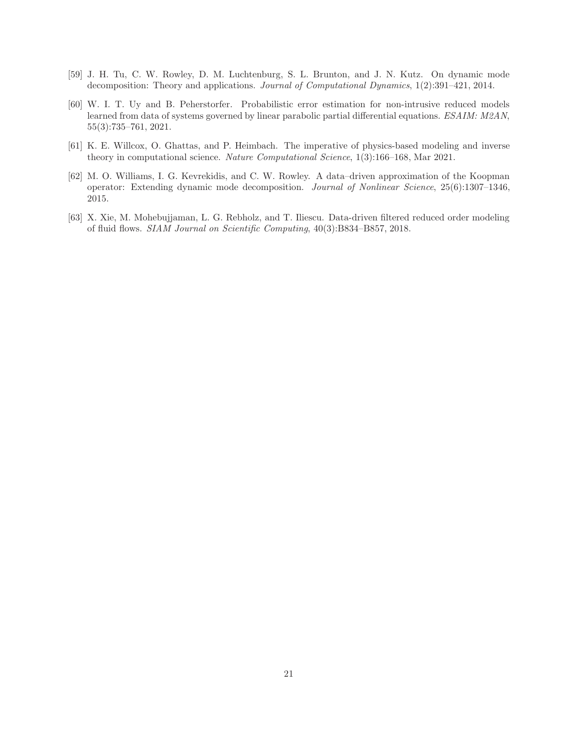[59] J. H. Tu, C. W. Rowley, D. M. Luchtenburg, S. L. Brunton, and J. N. Kutz. On dynamic mode decomposition: Theory and applications. *Journal of Computational Dynamics*, 1(2):391–421, 2014.

[60] W. I. T. Uy and B. Peherstorfer. Probabilistic error estimation for non-intrusive reduced models learned from data of systems governed by linear parabolic partial differential equations. *ESAIM: M2AN*, 55(3):735–761, 2021.

[61] K. E. Willcox, O. Ghattas, and P. Heimbach. The imperative of physics-based modeling and inverse theory in computational science. *Nature Computational Science*, 1(3):166–168, Mar 2021.

[62] M. O. Williams, I. G. Kevrekidis, and C. W. Rowley. A data–driven approximation of the Koopman operator: Extending dynamic mode decomposition. *Journal of Nonlinear Science*, 25(6):1307–1346, 2015.

[63] X. Xie, M. Mohebujjaman, L. G. Rebholz, and T. Iliescu. Data-driven filtered reduced order modeling of fluid flows. *SIAM Journal on Scientific Computing*, 40(3):B834–B857, 2018.